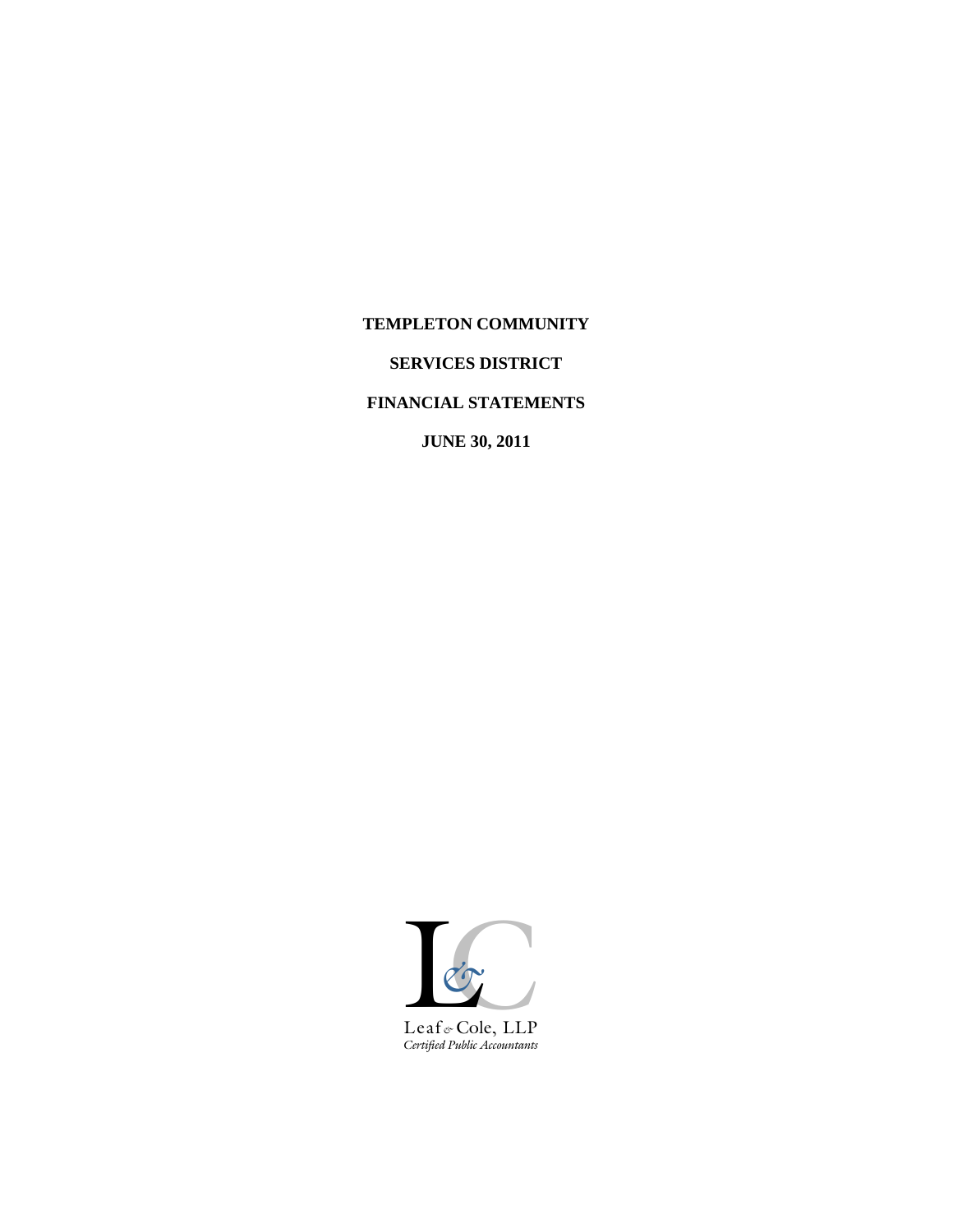**TEMPLETON COMMUNITY**

**SERVICES DISTRICT**

**FINANCIAL STATEMENTS**

**JUNE 30, 2011**

Leaf & Cole, LLP
*Certified Public Accountants*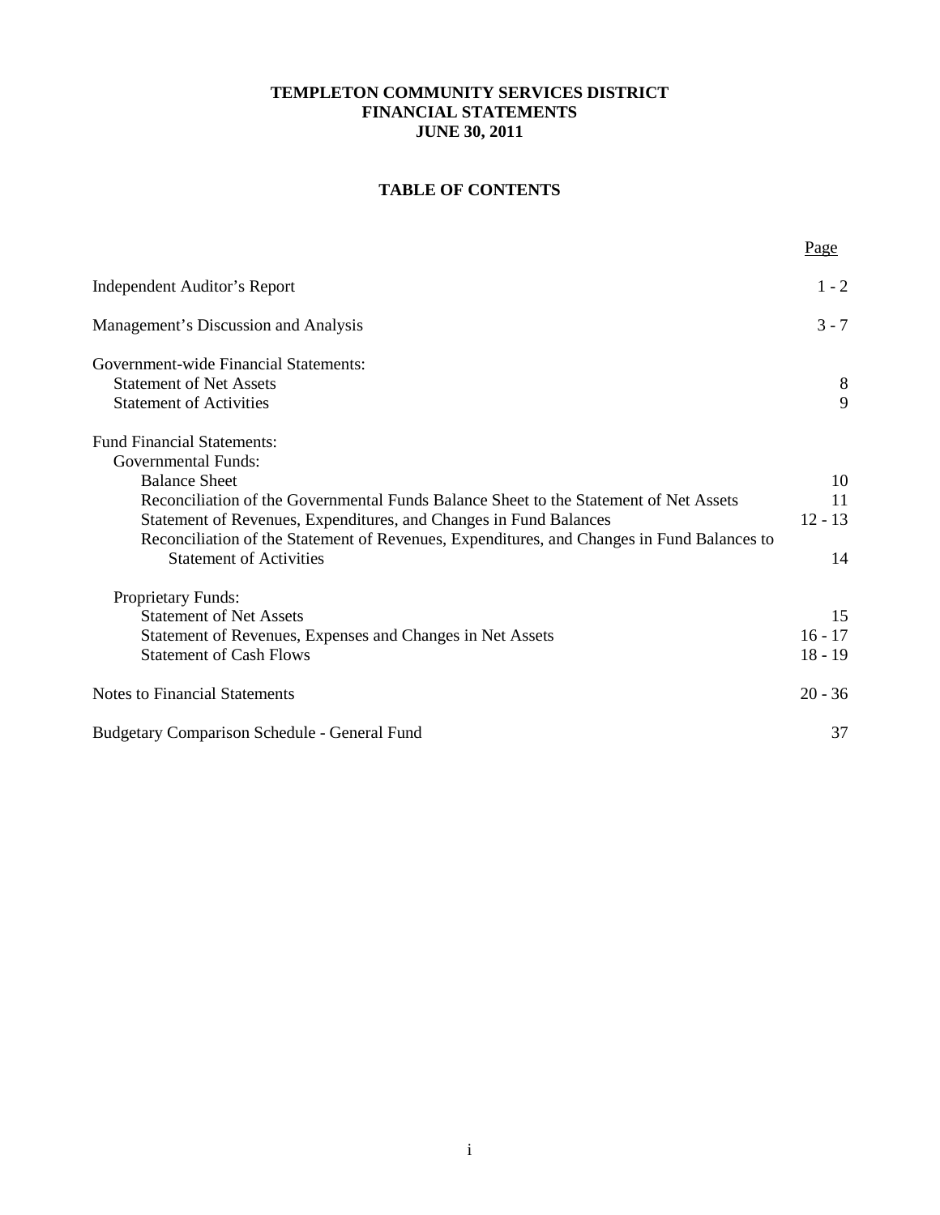**TEMPLETON COMMUNITY SERVICES DISTRICT**
**FINANCIAL STATEMENTS**
**JUNE 30, 2011**

## TABLE OF CONTENTS

| | Page |
|---|---|
| Independent Auditor's Report | 1 - 2 |
| Management's Discussion and Analysis | 3 - 7 |
| Government-wide Financial Statements: | |
| Statement of Net Assets | 8 |
| Statement of Activities | 9 |
| Fund Financial Statements: | |
| Governmental Funds: | |
| Balance Sheet | 10 |
| Reconciliation of the Governmental Funds Balance Sheet to the Statement of Net Assets | 11 |
| Statement of Revenues, Expenditures, and Changes in Fund Balances | 12 - 13 |
| Reconciliation of the Statement of Revenues, Expenditures, and Changes in Fund Balances to Statement of Activities | 14 |
| Proprietary Funds: | |
| Statement of Net Assets | 15 |
| Statement of Revenues, Expenses and Changes in Net Assets | 16 - 17 |
| Statement of Cash Flows | 18 - 19 |
| Notes to Financial Statements | 20 - 36 |
| Budgetary Comparison Schedule - General Fund | 37 |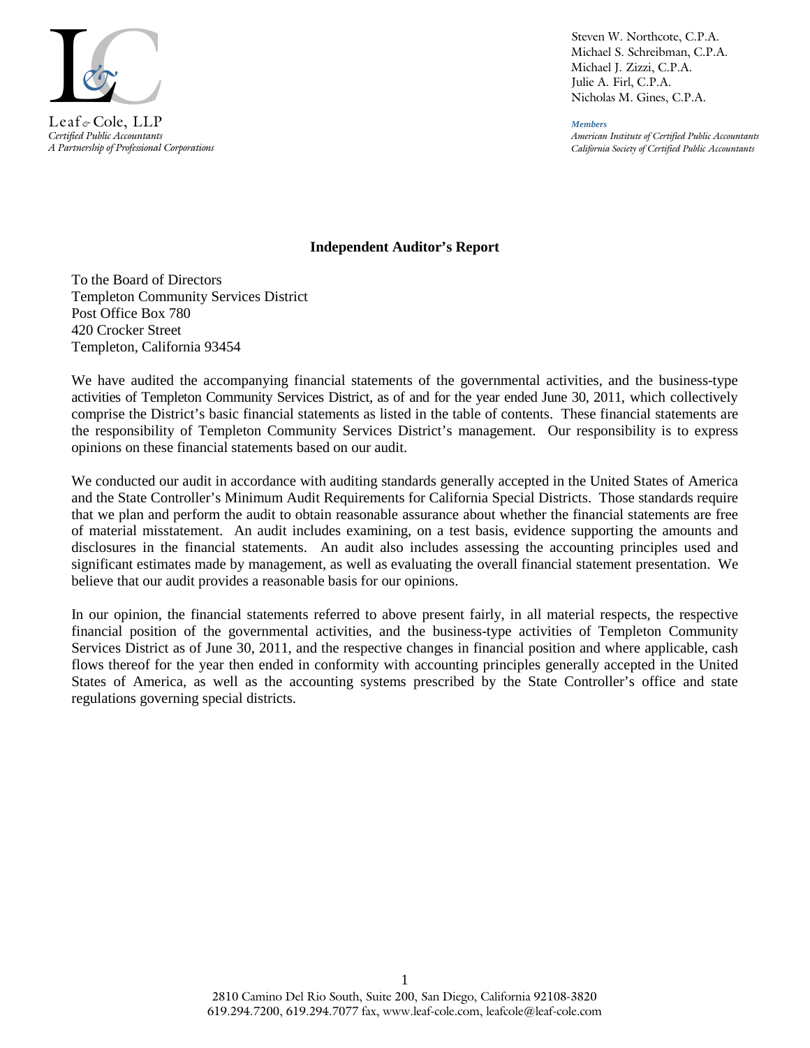Leaf & Cole, LLP
*Certified Public Accountants*
*A Partnership of Professional Corporations*

Steven W. Northcote, C.P.A.
Michael S. Schreibman, C.P.A.
Michael J. Zizzi, C.P.A.
Julie A. Firl, C.P.A.
Nicholas M. Gines, C.P.A.

***Members***
*American Institute of Certified Public Accountants*
*California Society of Certified Public Accountants*

## Independent Auditor's Report

To the Board of Directors
Templeton Community Services District
Post Office Box 780
420 Crocker Street
Templeton, California 93454

We have audited the accompanying financial statements of the governmental activities, and the business-type activities of Templeton Community Services District, as of and for the year ended June 30, 2011, which collectively comprise the District's basic financial statements as listed in the table of contents. These financial statements are the responsibility of Templeton Community Services District's management. Our responsibility is to express opinions on these financial statements based on our audit.

We conducted our audit in accordance with auditing standards generally accepted in the United States of America and the State Controller's Minimum Audit Requirements for California Special Districts. Those standards require that we plan and perform the audit to obtain reasonable assurance about whether the financial statements are free of material misstatement. An audit includes examining, on a test basis, evidence supporting the amounts and disclosures in the financial statements. An audit also includes assessing the accounting principles used and significant estimates made by management, as well as evaluating the overall financial statement presentation. We believe that our audit provides a reasonable basis for our opinions.

In our opinion, the financial statements referred to above present fairly, in all material respects, the respective financial position of the governmental activities, and the business-type activities of Templeton Community Services District as of June 30, 2011, and the respective changes in financial position and where applicable, cash flows thereof for the year then ended in conformity with accounting principles generally accepted in the United States of America, as well as the accounting systems prescribed by the State Controller's office and state regulations governing special districts.

2810 Camino Del Rio South, Suite 200, San Diego, California 92108-3820
619.294.7200, 619.294.7077 fax, www.leaf-cole.com, leafcole@leaf-cole.com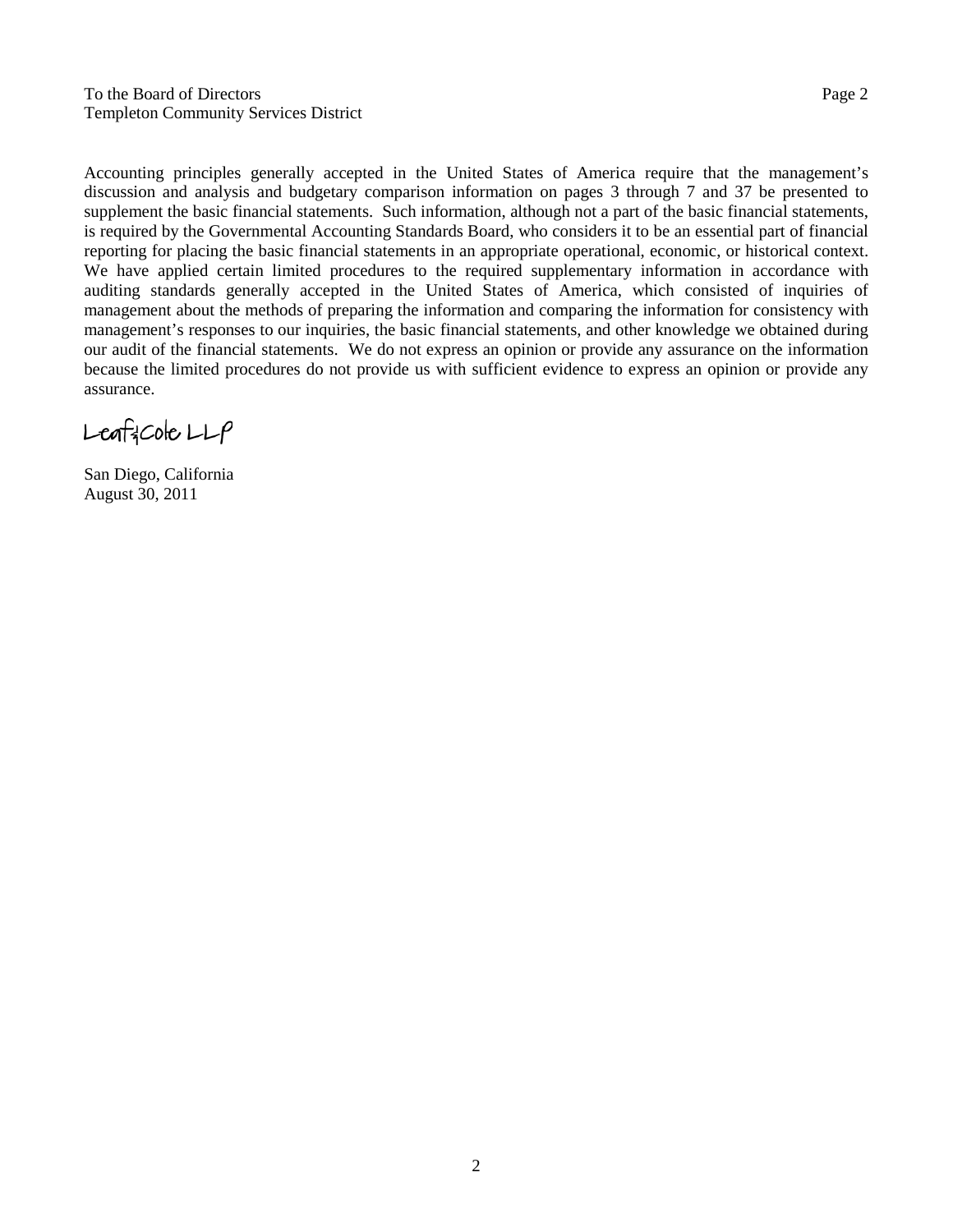To the Board of Directors
Templeton Community Services District

Accounting principles generally accepted in the United States of America require that the management's discussion and analysis and budgetary comparison information on pages 3 through 7 and 37 be presented to supplement the basic financial statements. Such information, although not a part of the basic financial statements, is required by the Governmental Accounting Standards Board, who considers it to be an essential part of financial reporting for placing the basic financial statements in an appropriate operational, economic, or historical context. We have applied certain limited procedures to the required supplementary information in accordance with auditing standards generally accepted in the United States of America, which consisted of inquiries of management about the methods of preparing the information and comparing the information for consistency with management's responses to our inquiries, the basic financial statements, and other knowledge we obtained during our audit of the financial statements. We do not express an opinion or provide any assurance on the information because the limited procedures do not provide us with sufficient evidence to express an opinion or provide any assurance.

Leaf & Cole LLP

San Diego, California
August 30, 2011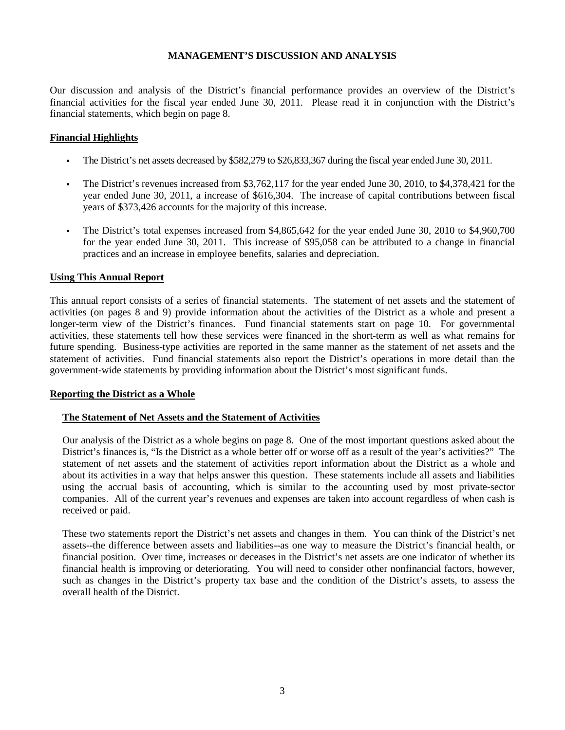# MANAGEMENT'S DISCUSSION AND ANALYSIS

Our discussion and analysis of the District's financial performance provides an overview of the District's financial activities for the fiscal year ended June 30, 2011. Please read it in conjunction with the District's financial statements, which begin on page 8.

## Financial Highlights

- The District's net assets decreased by $582,279 to $26,833,367 during the fiscal year ended June 30, 2011.
- The District's revenues increased from $3,762,117 for the year ended June 30, 2010, to $4,378,421 for the year ended June 30, 2011, a increase of $616,304. The increase of capital contributions between fiscal years of $373,426 accounts for the majority of this increase.
- The District's total expenses increased from $4,865,642 for the year ended June 30, 2010 to $4,960,700 for the year ended June 30, 2011. This increase of $95,058 can be attributed to a change in financial practices and an increase in employee benefits, salaries and depreciation.

## Using This Annual Report

This annual report consists of a series of financial statements. The statement of net assets and the statement of activities (on pages 8 and 9) provide information about the activities of the District as a whole and present a longer-term view of the District's finances. Fund financial statements start on page 10. For governmental activities, these statements tell how these services were financed in the short-term as well as what remains for future spending. Business-type activities are reported in the same manner as the statement of net assets and the statement of activities. Fund financial statements also report the District's operations in more detail than the government-wide statements by providing information about the District's most significant funds.

## Reporting the District as a Whole

### The Statement of Net Assets and the Statement of Activities

Our analysis of the District as a whole begins on page 8. One of the most important questions asked about the District's finances is, "Is the District as a whole better off or worse off as a result of the year's activities?" The statement of net assets and the statement of activities report information about the District as a whole and about its activities in a way that helps answer this question. These statements include all assets and liabilities using the accrual basis of accounting, which is similar to the accounting used by most private-sector companies. All of the current year's revenues and expenses are taken into account regardless of when cash is received or paid.

These two statements report the District's net assets and changes in them. You can think of the District's net assets--the difference between assets and liabilities--as one way to measure the District's financial health, or financial position. Over time, increases or deceases in the District's net assets are one indicator of whether its financial health is improving or deteriorating. You will need to consider other nonfinancial factors, however, such as changes in the District's property tax base and the condition of the District's assets, to assess the overall health of the District.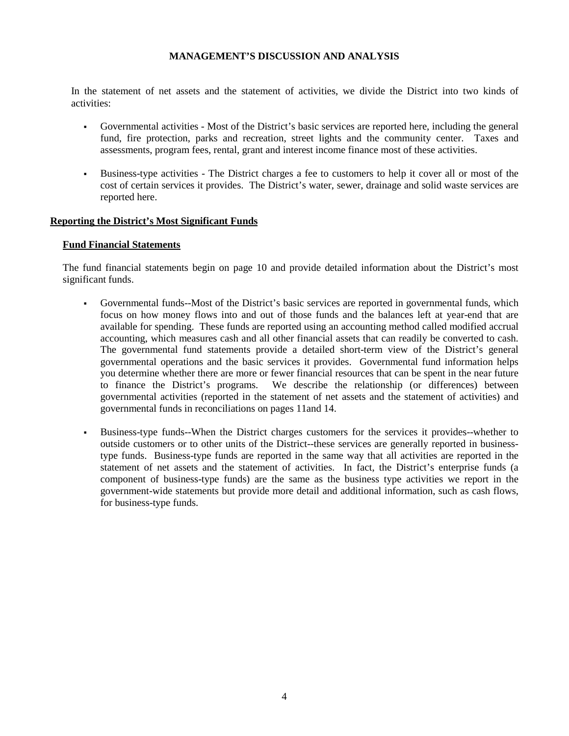# MANAGEMENT'S DISCUSSION AND ANALYSIS

In the statement of net assets and the statement of activities, we divide the District into two kinds of activities:

- Governmental activities - Most of the District's basic services are reported here, including the general fund, fire protection, parks and recreation, street lights and the community center. Taxes and assessments, program fees, rental, grant and interest income finance most of these activities.
- Business-type activities - The District charges a fee to customers to help it cover all or most of the cost of certain services it provides. The District's water, sewer, drainage and solid waste services are reported here.

## Reporting the District's Most Significant Funds

### Fund Financial Statements

The fund financial statements begin on page 10 and provide detailed information about the District's most significant funds.

- Governmental funds--Most of the District's basic services are reported in governmental funds, which focus on how money flows into and out of those funds and the balances left at year-end that are available for spending. These funds are reported using an accounting method called modified accrual accounting, which measures cash and all other financial assets that can readily be converted to cash. The governmental fund statements provide a detailed short-term view of the District's general governmental operations and the basic services it provides. Governmental fund information helps you determine whether there are more or fewer financial resources that can be spent in the near future to finance the District's programs. We describe the relationship (or differences) between governmental activities (reported in the statement of net assets and the statement of activities) and governmental funds in reconciliations on pages 11and 14.
- Business-type funds--When the District charges customers for the services it provides--whether to outside customers or to other units of the District--these services are generally reported in business-type funds. Business-type funds are reported in the same way that all activities are reported in the statement of net assets and the statement of activities. In fact, the District's enterprise funds (a component of business-type funds) are the same as the business type activities we report in the government-wide statements but provide more detail and additional information, such as cash flows, for business-type funds.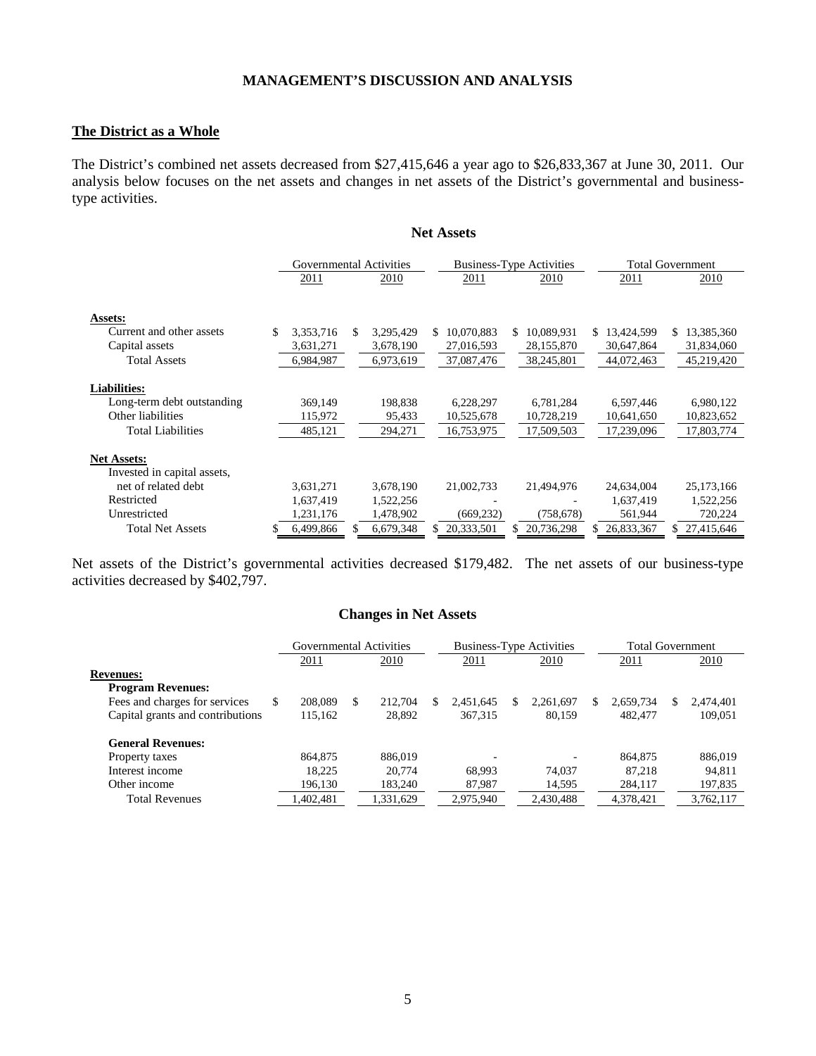# MANAGEMENT'S DISCUSSION AND ANALYSIS

## The District as a Whole

The District's combined net assets decreased from $27,415,646 a year ago to $26,833,367 at June 30, 2011. Our analysis below focuses on the net assets and changes in net assets of the District's governmental and business-type activities.

### Net Assets

| | Governmental Activities | | Business-Type Activities | | Total Government | |
|---|---|---|---|---|---|---|
| | 2011 | 2010 | 2011 | 2010 | 2011 | 2010 |
| **Assets:** | | | | | | |
| Current and other assets | $ 3,353,716 | $ 3,295,429 | $ 10,070,883 | $ 10,089,931 | $ 13,424,599 | $ 13,385,360 |
| Capital assets | 3,631,271 | 3,678,190 | 27,016,593 | 28,155,870 | 30,647,864 | 31,834,060 |
| Total Assets | 6,984,987 | 6,973,619 | 37,087,476 | 38,245,801 | 44,072,463 | 45,219,420 |
| **Liabilities:** | | | | | | |
| Long-term debt outstanding | 369,149 | 198,838 | 6,228,297 | 6,781,284 | 6,597,446 | 6,980,122 |
| Other liabilities | 115,972 | 95,433 | 10,525,678 | 10,728,219 | 10,641,650 | 10,823,652 |
| Total Liabilities | 485,121 | 294,271 | 16,753,975 | 17,509,503 | 17,239,096 | 17,803,774 |
| **Net Assets:** | | | | | | |
| Invested in capital assets, net of related debt | 3,631,271 | 3,678,190 | 21,002,733 | 21,494,976 | 24,634,004 | 25,173,166 |
| Restricted | 1,637,419 | 1,522,256 | - | - | 1,637,419 | 1,522,256 |
| Unrestricted | 1,231,176 | 1,478,902 | (669,232) | (758,678) | 561,944 | 720,224 |
| Total Net Assets | $ 6,499,866 | $ 6,679,348 | $ 20,333,501 | $ 20,736,298 | $ 26,833,367 | $ 27,415,646 |

Net assets of the District's governmental activities decreased $179,482. The net assets of our business-type activities decreased by $402,797.

### Changes in Net Assets

| | Governmental Activities | | Business-Type Activities | | Total Government | |
|---|---|---|---|---|---|---|
| | 2011 | 2010 | 2011 | 2010 | 2011 | 2010 |
| **Revenues:** | | | | | | |
| **Program Revenues:** | | | | | | |
| Fees and charges for services | $ 208,089 | $ 212,704 | $ 2,451,645 | $ 2,261,697 | $ 2,659,734 | $ 2,474,401 |
| Capital grants and contributions | 115,162 | 28,892 | 367,315 | 80,159 | 482,477 | 109,051 |
| **General Revenues:** | | | | | | |
| Property taxes | 864,875 | 886,019 | - | - | 864,875 | 886,019 |
| Interest income | 18,225 | 20,774 | 68,993 | 74,037 | 87,218 | 94,811 |
| Other income | 196,130 | 183,240 | 87,987 | 14,595 | 284,117 | 197,835 |
| Total Revenues | 1,402,481 | 1,331,629 | 2,975,940 | 2,430,488 | 4,378,421 | 3,762,117 |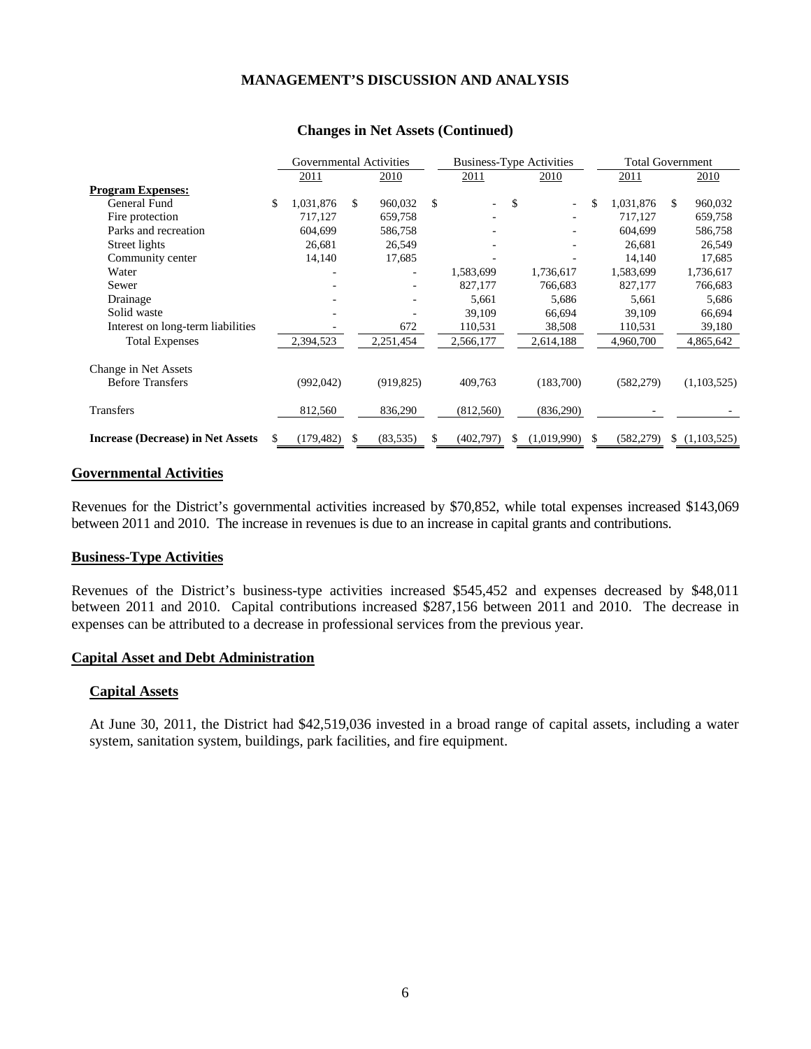# MANAGEMENT'S DISCUSSION AND ANALYSIS

## Changes in Net Assets (Continued)

| | Governmental Activities | | Business-Type Activities | | Total Government | |
|---|---|---|---|---|---|---|
| | 2011 | 2010 | 2011 | 2010 | 2011 | 2010 |
| **Program Expenses:** | | | | | | |
| General Fund | $ 1,031,876 | $ 960,032 | $ - | $ - | $ 1,031,876 | $ 960,032 |
| Fire protection | 717,127 | 659,758 | - | - | 717,127 | 659,758 |
| Parks and recreation | 604,699 | 586,758 | - | - | 604,699 | 586,758 |
| Street lights | 26,681 | 26,549 | - | - | 26,681 | 26,549 |
| Community center | 14,140 | 17,685 | - | - | 14,140 | 17,685 |
| Water | - | - | 1,583,699 | 1,736,617 | 1,583,699 | 1,736,617 |
| Sewer | - | - | 827,177 | 766,683 | 827,177 | 766,683 |
| Drainage | - | - | 5,661 | 5,686 | 5,661 | 5,686 |
| Solid waste | - | - | 39,109 | 66,694 | 39,109 | 66,694 |
| Interest on long-term liabilities | - | 672 | 110,531 | 38,508 | 110,531 | 39,180 |
| Total Expenses | 2,394,523 | 2,251,454 | 2,566,177 | 2,614,188 | 4,960,700 | 4,865,642 |
| Change in Net Assets Before Transfers | (992,042) | (919,825) | 409,763 | (183,700) | (582,279) | (1,103,525) |
| Transfers | 812,560 | 836,290 | (812,560) | (836,290) | - | - |
| **Increase (Decrease) in Net Assets** | $ (179,482) | $ (83,535) | $ (402,797) | $ (1,019,990) | $ (582,279) | $ (1,103,525) |

## Governmental Activities

Revenues for the District's governmental activities increased by $70,852, while total expenses increased $143,069 between 2011 and 2010. The increase in revenues is due to an increase in capital grants and contributions.

## Business-Type Activities

Revenues of the District's business-type activities increased $545,452 and expenses decreased by $48,011 between 2011 and 2010. Capital contributions increased $287,156 between 2011 and 2010. The decrease in expenses can be attributed to a decrease in professional services from the previous year.

## Capital Asset and Debt Administration

### Capital Assets

At June 30, 2011, the District had $42,519,036 invested in a broad range of capital assets, including a water system, sanitation system, buildings, park facilities, and fire equipment.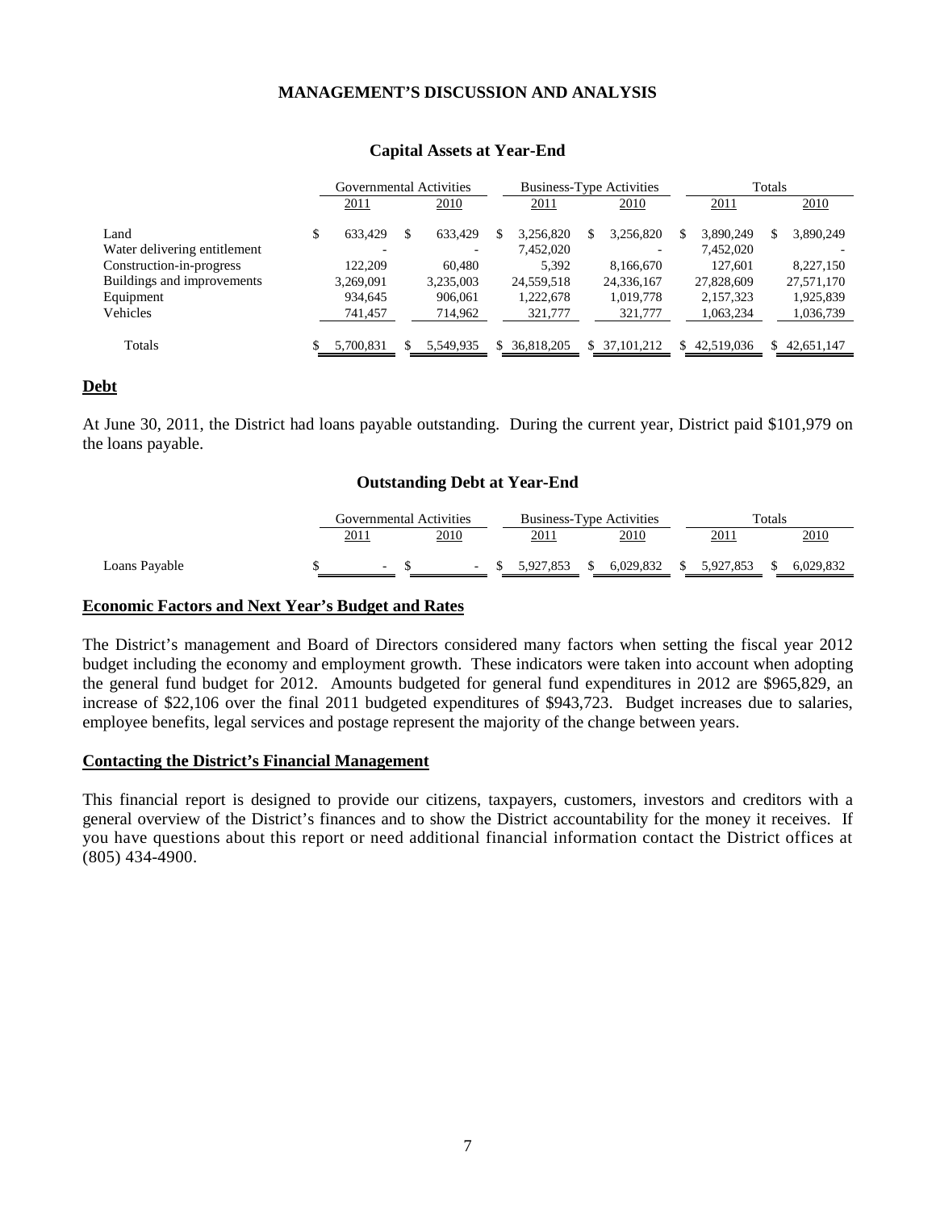## MANAGEMENT'S DISCUSSION AND ANALYSIS

### Capital Assets at Year-End

| | Governmental Activities | | Business-Type Activities | | Totals | |
|---|---|---|---|---|---|---|
| | 2011 | 2010 | 2011 | 2010 | 2011 | 2010 |
| Land | $ 633,429 | $ 633,429 | $ 3,256,820 | $ 3,256,820 | $ 3,890,249 | $ 3,890,249 |
| Water delivering entitlement | - | - | 7,452,020 | - | 7,452,020 | - |
| Construction-in-progress | 122,209 | 60,480 | 5,392 | 8,166,670 | 127,601 | 8,227,150 |
| Buildings and improvements | 3,269,091 | 3,235,003 | 24,559,518 | 24,336,167 | 27,828,609 | 27,571,170 |
| Equipment | 934,645 | 906,061 | 1,222,678 | 1,019,778 | 2,157,323 | 1,925,839 |
| Vehicles | 741,457 | 714,962 | 321,777 | 321,777 | 1,063,234 | 1,036,739 |
| Totals | $ 5,700,831 | $ 5,549,935 | $ 36,818,205 | $ 37,101,212 | $ 42,519,036 | $ 42,651,147 |

## Debt

At June 30, 2011, the District had loans payable outstanding. During the current year, District paid $101,979 on the loans payable.

### Outstanding Debt at Year-End

| | Governmental Activities | | Business-Type Activities | | Totals | |
|---|---|---|---|---|---|---|
| | 2011 | 2010 | 2011 | 2010 | 2011 | 2010 |
| Loans Payable | $ - | $ - | $ 5,927,853 | $ 6,029,832 | $ 5,927,853 | $ 6,029,832 |

## Economic Factors and Next Year's Budget and Rates

The District's management and Board of Directors considered many factors when setting the fiscal year 2012 budget including the economy and employment growth. These indicators were taken into account when adopting the general fund budget for 2012. Amounts budgeted for general fund expenditures in 2012 are $965,829, an increase of $22,106 over the final 2011 budgeted expenditures of $943,723. Budget increases due to salaries, employee benefits, legal services and postage represent the majority of the change between years.

## Contacting the District's Financial Management

This financial report is designed to provide our citizens, taxpayers, customers, investors and creditors with a general overview of the District's finances and to show the District accountability for the money it receives. If you have questions about this report or need additional financial information contact the District offices at (805) 434-4900.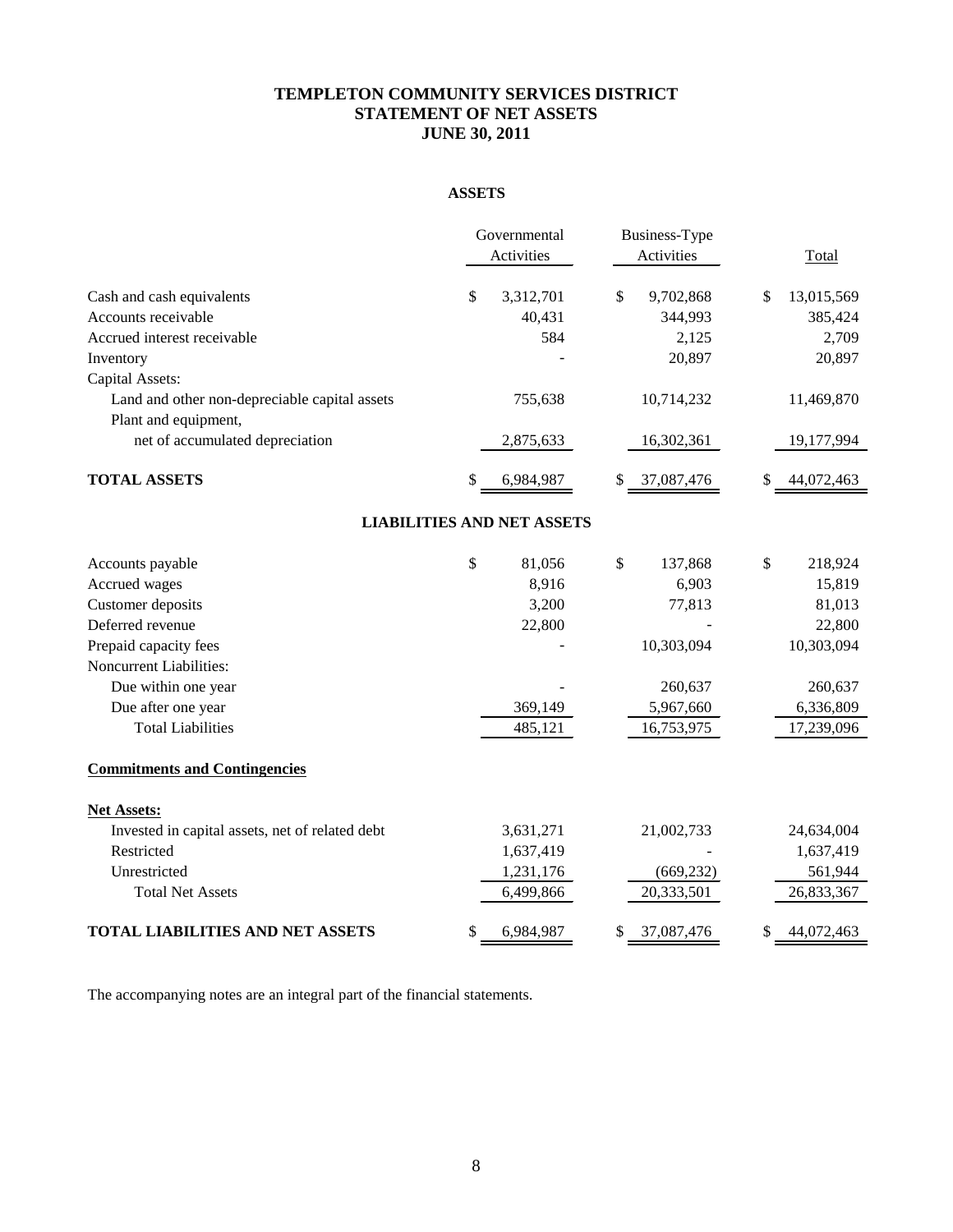# TEMPLETON COMMUNITY SERVICES DISTRICT
## STATEMENT OF NET ASSETS
### JUNE 30, 2011

**ASSETS**

| | Governmental Activities | Business-Type Activities | Total |
|---|---|---|---|
| Cash and cash equivalents | $ 3,312,701 | $ 9,702,868 | $ 13,015,569 |
| Accounts receivable | 40,431 | 344,993 | 385,424 |
| Accrued interest receivable | 584 | 2,125 | 2,709 |
| Inventory | - | 20,897 | 20,897 |
| Capital Assets: | | | |
| Land and other non-depreciable capital assets | 755,638 | 10,714,232 | 11,469,870 |
| Plant and equipment, net of accumulated depreciation | 2,875,633 | 16,302,361 | 19,177,994 |
| **TOTAL ASSETS** | $ 6,984,987 | $ 37,087,476 | $ 44,072,463 |

**LIABILITIES AND NET ASSETS**

| | Governmental Activities | Business-Type Activities | Total |
|---|---|---|---|
| Accounts payable | $ 81,056 | $ 137,868 | $ 218,924 |
| Accrued wages | 8,916 | 6,903 | 15,819 |
| Customer deposits | 3,200 | 77,813 | 81,013 |
| Deferred revenue | 22,800 | - | 22,800 |
| Prepaid capacity fees | - | 10,303,094 | 10,303,094 |
| Noncurrent Liabilities: | | | |
| Due within one year | - | 260,637 | 260,637 |
| Due after one year | 369,149 | 5,967,660 | 6,336,809 |
| Total Liabilities | 485,121 | 16,753,975 | 17,239,096 |
| **Commitments and Contingencies** | | | |
| **Net Assets:** | | | |
| Invested in capital assets, net of related debt | 3,631,271 | 21,002,733 | 24,634,004 |
| Restricted | 1,637,419 | - | 1,637,419 |
| Unrestricted | 1,231,176 | (669,232) | 561,944 |
| Total Net Assets | 6,499,866 | 20,333,501 | 26,833,367 |
| **TOTAL LIABILITIES AND NET ASSETS** | $ 6,984,987 | $ 37,087,476 | $ 44,072,463 |

The accompanying notes are an integral part of the financial statements.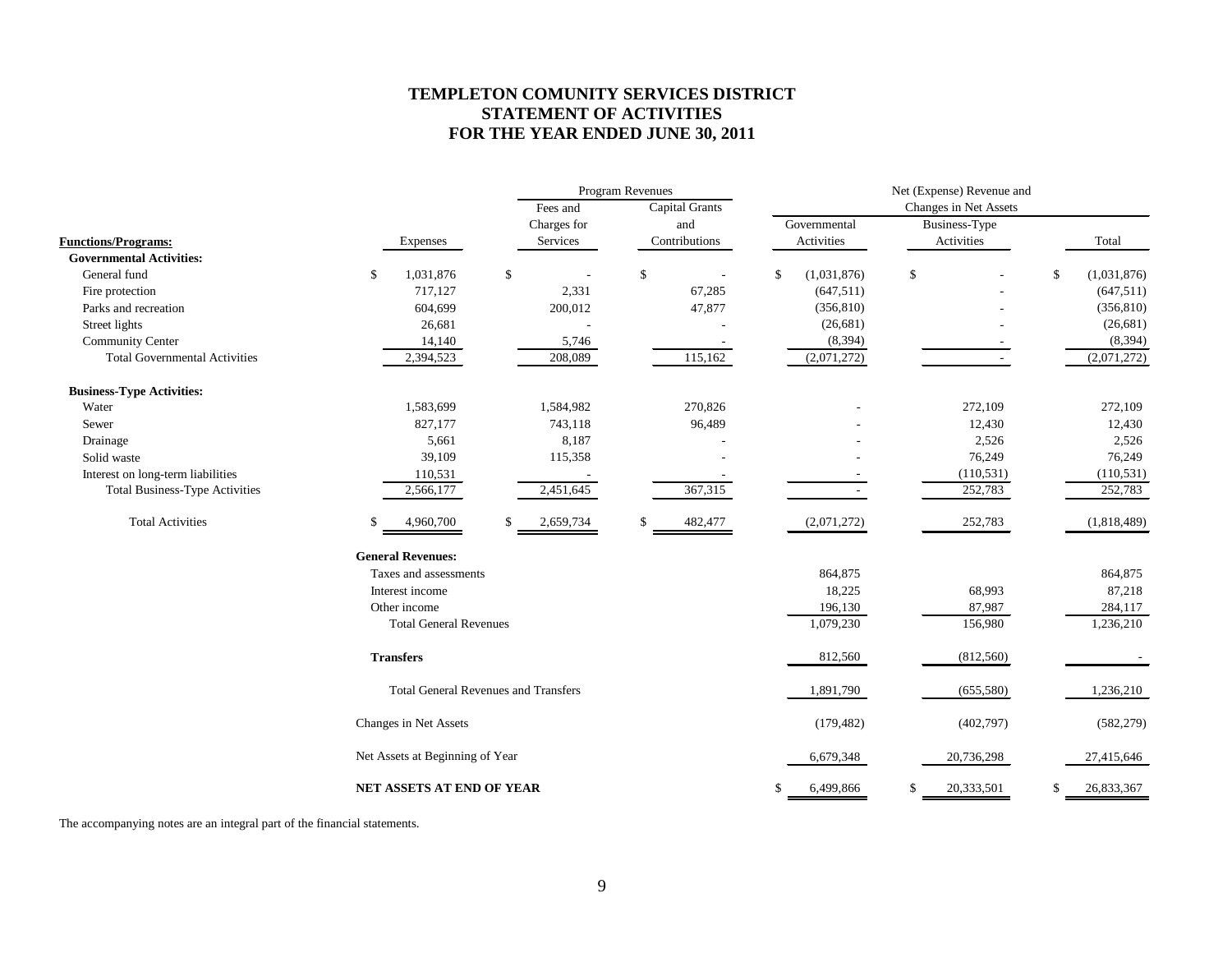# TEMPLETON COMUNITY SERVICES DISTRICT
## STATEMENT OF ACTIVITIES
## FOR THE YEAR ENDED JUNE 30, 2011

| | | Program Revenues | | Net (Expense) Revenue and Changes in Net Assets | | |
|---|---|---|---|---|---|---|
| **Functions/Programs:** | Expenses | Fees and Charges for Services | Capital Grants and Contributions | Governmental Activities | Business-Type Activities | Total |
| **Governmental Activities:** | | | | | | |
| General fund | $ 1,031,876 | $ - | $ - | $ (1,031,876) | $ - | $ (1,031,876) |
| Fire protection | 717,127 | 2,331 | 67,285 | (647,511) | - | (647,511) |
| Parks and recreation | 604,699 | 200,012 | 47,877 | (356,810) | - | (356,810) |
| Street lights | 26,681 | - | - | (26,681) | - | (26,681) |
| Community Center | 14,140 | 5,746 | - | (8,394) | - | (8,394) |
| Total Governmental Activities | 2,394,523 | 208,089 | 115,162 | (2,071,272) | - | (2,071,272) |
| **Business-Type Activities:** | | | | | | |
| Water | 1,583,699 | 1,584,982 | 270,826 | - | 272,109 | 272,109 |
| Sewer | 827,177 | 743,118 | 96,489 | - | 12,430 | 12,430 |
| Drainage | 5,661 | 8,187 | - | - | 2,526 | 2,526 |
| Solid waste | 39,109 | 115,358 | - | - | 76,249 | 76,249 |
| Interest on long-term liabilities | 110,531 | - | - | - | (110,531) | (110,531) |
| Total Business-Type Activities | 2,566,177 | 2,451,645 | 367,315 | - | 252,783 | 252,783 |
| Total Activities | $ 4,960,700 | $ 2,659,734 | $ 482,477 | (2,071,272) | 252,783 | (1,818,489) |
| **General Revenues:** | | | | | | |
| Taxes and assessments | | | | 864,875 | | 864,875 |
| Interest income | | | | 18,225 | 68,993 | 87,218 |
| Other income | | | | 196,130 | 87,987 | 284,117 |
| Total General Revenues | | | | 1,079,230 | 156,980 | 1,236,210 |
| **Transfers** | | | | 812,560 | (812,560) | - |
| Total General Revenues and Transfers | | | | 1,891,790 | (655,580) | 1,236,210 |
| Changes in Net Assets | | | | (179,482) | (402,797) | (582,279) |
| Net Assets at Beginning of Year | | | | 6,679,348 | 20,736,298 | 27,415,646 |
| **NET ASSETS AT END OF YEAR** | | | | $ 6,499,866 | $ 20,333,501 | $ 26,833,367 |

The accompanying notes are an integral part of the financial statements.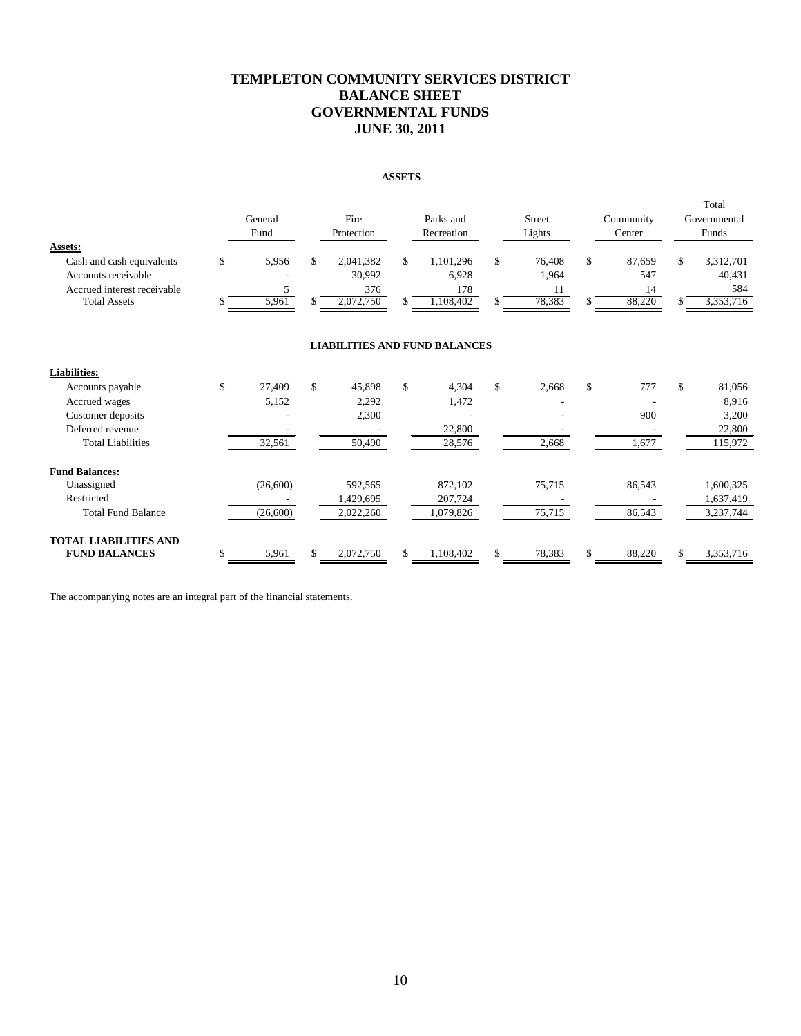# TEMPLETON COMMUNITY SERVICES DISTRICT
# BALANCE SHEET
# GOVERNMENTAL FUNDS
# JUNE 30, 2011

**ASSETS**

| | General Fund | Fire Protection | Parks and Recreation | Street Lights | Community Center | Total Governmental Funds |
|---|---|---|---|---|---|---|
| **Assets:** | | | | | | |
| Cash and cash equivalents | $ 5,956 | $ 2,041,382 | $ 1,101,296 | $ 76,408 | $ 87,659 | $ 3,312,701 |
| Accounts receivable | - | 30,992 | 6,928 | 1,964 | 547 | 40,431 |
| Accrued interest receivable | 5 | 376 | 178 | 11 | 14 | 584 |
| Total Assets | $ 5,961 | $ 2,072,750 | $ 1,108,402 | $ 78,383 | $ 88,220 | $ 3,353,716 |

**LIABILITIES AND FUND BALANCES**

| | General Fund | Fire Protection | Parks and Recreation | Street Lights | Community Center | Total Governmental Funds |
|---|---|---|---|---|---|---|
| **Liabilities:** | | | | | | |
| Accounts payable | $ 27,409 | $ 45,898 | $ 4,304 | $ 2,668 | $ 777 | $ 81,056 |
| Accrued wages | 5,152 | 2,292 | 1,472 | - | - | 8,916 |
| Customer deposits | - | 2,300 | - | - | 900 | 3,200 |
| Deferred revenue | - | - | 22,800 | - | - | 22,800 |
| Total Liabilities | 32,561 | 50,490 | 28,576 | 2,668 | 1,677 | 115,972 |
| **Fund Balances:** | | | | | | |
| Unassigned | (26,600) | 592,565 | 872,102 | 75,715 | 86,543 | 1,600,325 |
| Restricted | - | 1,429,695 | 207,724 | - | - | 1,637,419 |
| Total Fund Balance | (26,600) | 2,022,260 | 1,079,826 | 75,715 | 86,543 | 3,237,744 |
| **TOTAL LIABILITIES AND FUND BALANCES** | $ 5,961 | $ 2,072,750 | $ 1,108,402 | $ 78,383 | $ 88,220 | $ 3,353,716 |

The accompanying notes are an integral part of the financial statements.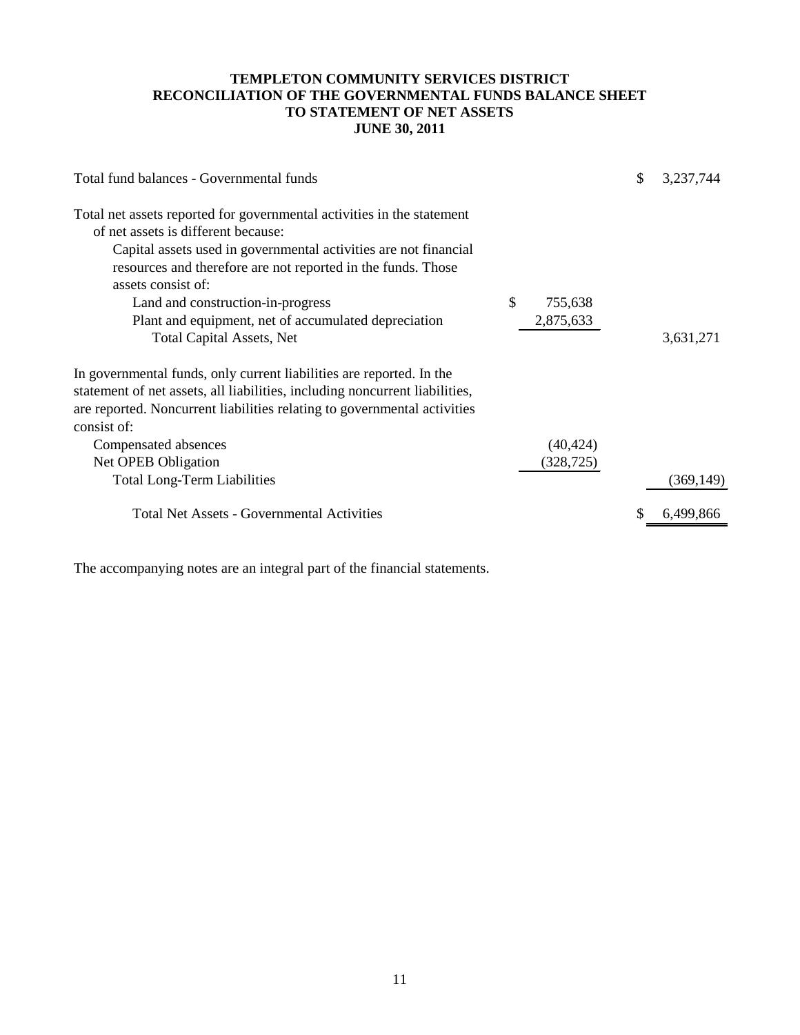# TEMPLETON COMMUNITY SERVICES DISTRICT
## RECONCILIATION OF THE GOVERNMENTAL FUNDS BALANCE SHEET TO STATEMENT OF NET ASSETS
### JUNE 30, 2011

| | | |
|---|---|---|
| Total fund balances - Governmental funds | | $ 3,237,744 |
| Total net assets reported for governmental activities in the statement of net assets is different because: | | |
| Capital assets used in governmental activities are not financial resources and therefore are not reported in the funds. Those assets consist of: | | |
| Land and construction-in-progress | $ 755,638 | |
| Plant and equipment, net of accumulated depreciation | 2,875,633 | |
| Total Capital Assets, Net | | 3,631,271 |
| In governmental funds, only current liabilities are reported. In the statement of net assets, all liabilities, including noncurrent liabilities, are reported. Noncurrent liabilities relating to governmental activities consist of: | | |
| Compensated absences | (40,424) | |
| Net OPEB Obligation | (328,725) | |
| Total Long-Term Liabilities | | (369,149) |
| Total Net Assets - Governmental Activities | | $ 6,499,866 |

The accompanying notes are an integral part of the financial statements.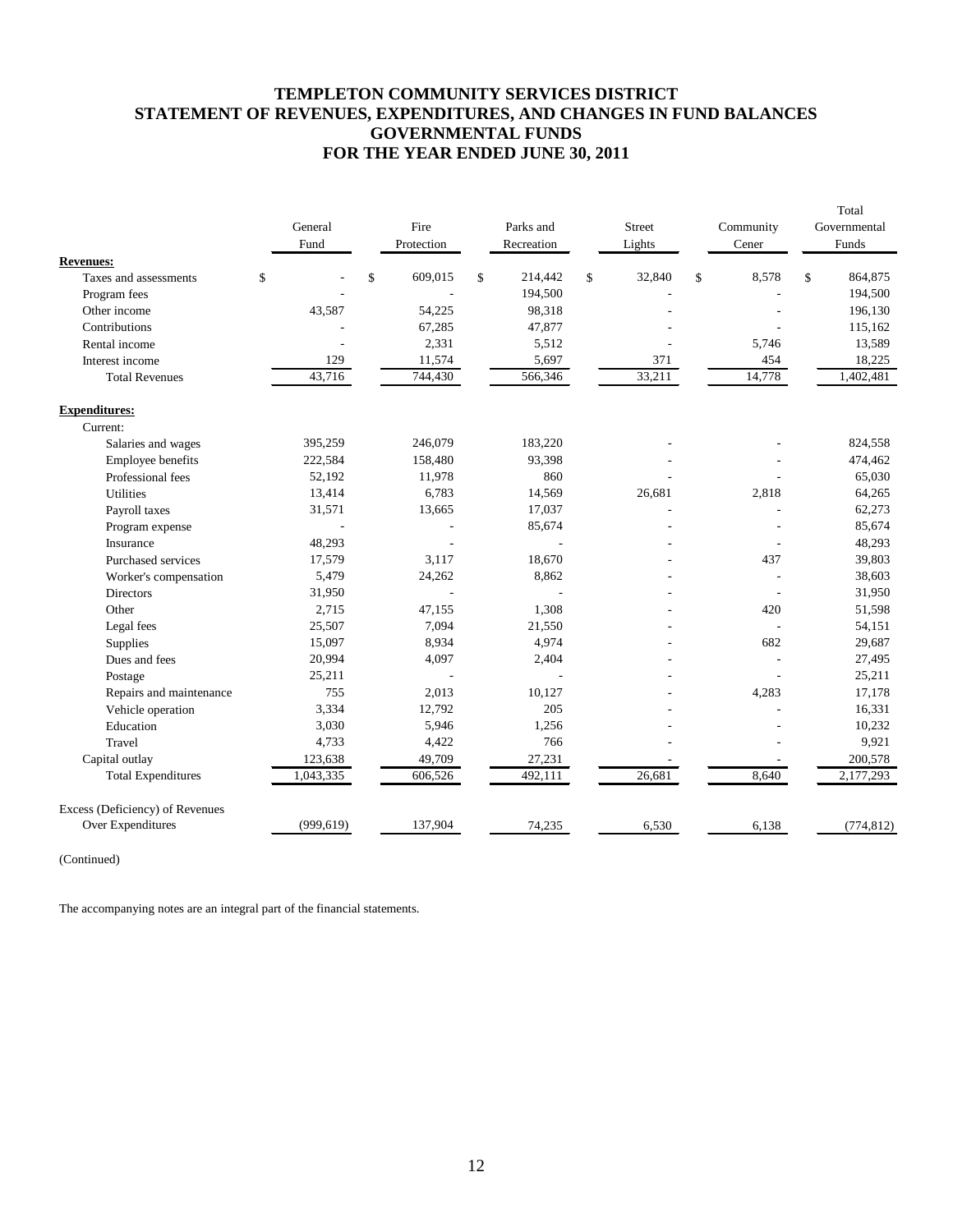# TEMPLETON COMMUNITY SERVICES DISTRICT
## STATEMENT OF REVENUES, EXPENDITURES, AND CHANGES IN FUND BALANCES
## GOVERNMENTAL FUNDS
## FOR THE YEAR ENDED JUNE 30, 2011

| | General Fund | Fire Protection | Parks and Recreation | Street Lights | Community Cener | Total Governmental Funds |
|---|---|---|---|---|---|---|
| **Revenues:** | | | | | | |
| Taxes and assessments | $ - | $ 609,015 | $ 214,442 | $ 32,840 | $ 8,578 | $ 864,875 |
| Program fees | - | - | 194,500 | - | - | 194,500 |
| Other income | 43,587 | 54,225 | 98,318 | - | - | 196,130 |
| Contributions | - | 67,285 | 47,877 | - | - | 115,162 |
| Rental income | - | 2,331 | 5,512 | - | 5,746 | 13,589 |
| Interest income | 129 | 11,574 | 5,697 | 371 | 454 | 18,225 |
| Total Revenues | 43,716 | 744,430 | 566,346 | 33,211 | 14,778 | 1,402,481 |
| **Expenditures:** | | | | | | |
| Current: | | | | | | |
| Salaries and wages | 395,259 | 246,079 | 183,220 | - | - | 824,558 |
| Employee benefits | 222,584 | 158,480 | 93,398 | - | - | 474,462 |
| Professional fees | 52,192 | 11,978 | 860 | - | - | 65,030 |
| Utilities | 13,414 | 6,783 | 14,569 | 26,681 | 2,818 | 64,265 |
| Payroll taxes | 31,571 | 13,665 | 17,037 | - | - | 62,273 |
| Program expense | - | - | 85,674 | - | - | 85,674 |
| Insurance | 48,293 | - | - | - | - | 48,293 |
| Purchased services | 17,579 | 3,117 | 18,670 | - | 437 | 39,803 |
| Worker's compensation | 5,479 | 24,262 | 8,862 | - | - | 38,603 |
| Directors | 31,950 | - | - | - | - | 31,950 |
| Other | 2,715 | 47,155 | 1,308 | - | 420 | 51,598 |
| Legal fees | 25,507 | 7,094 | 21,550 | - | - | 54,151 |
| Supplies | 15,097 | 8,934 | 4,974 | - | 682 | 29,687 |
| Dues and fees | 20,994 | 4,097 | 2,404 | - | - | 27,495 |
| Postage | 25,211 | - | - | - | - | 25,211 |
| Repairs and maintenance | 755 | 2,013 | 10,127 | - | 4,283 | 17,178 |
| Vehicle operation | 3,334 | 12,792 | 205 | - | - | 16,331 |
| Education | 3,030 | 5,946 | 1,256 | - | - | 10,232 |
| Travel | 4,733 | 4,422 | 766 | - | - | 9,921 |
| Capital outlay | 123,638 | 49,709 | 27,231 | - | - | 200,578 |
| Total Expenditures | 1,043,335 | 606,526 | 492,111 | 26,681 | 8,640 | 2,177,293 |
| Excess (Deficiency) of Revenues Over Expenditures | (999,619) | 137,904 | 74,235 | 6,530 | 6,138 | (774,812) |

(Continued)

The accompanying notes are an integral part of the financial statements.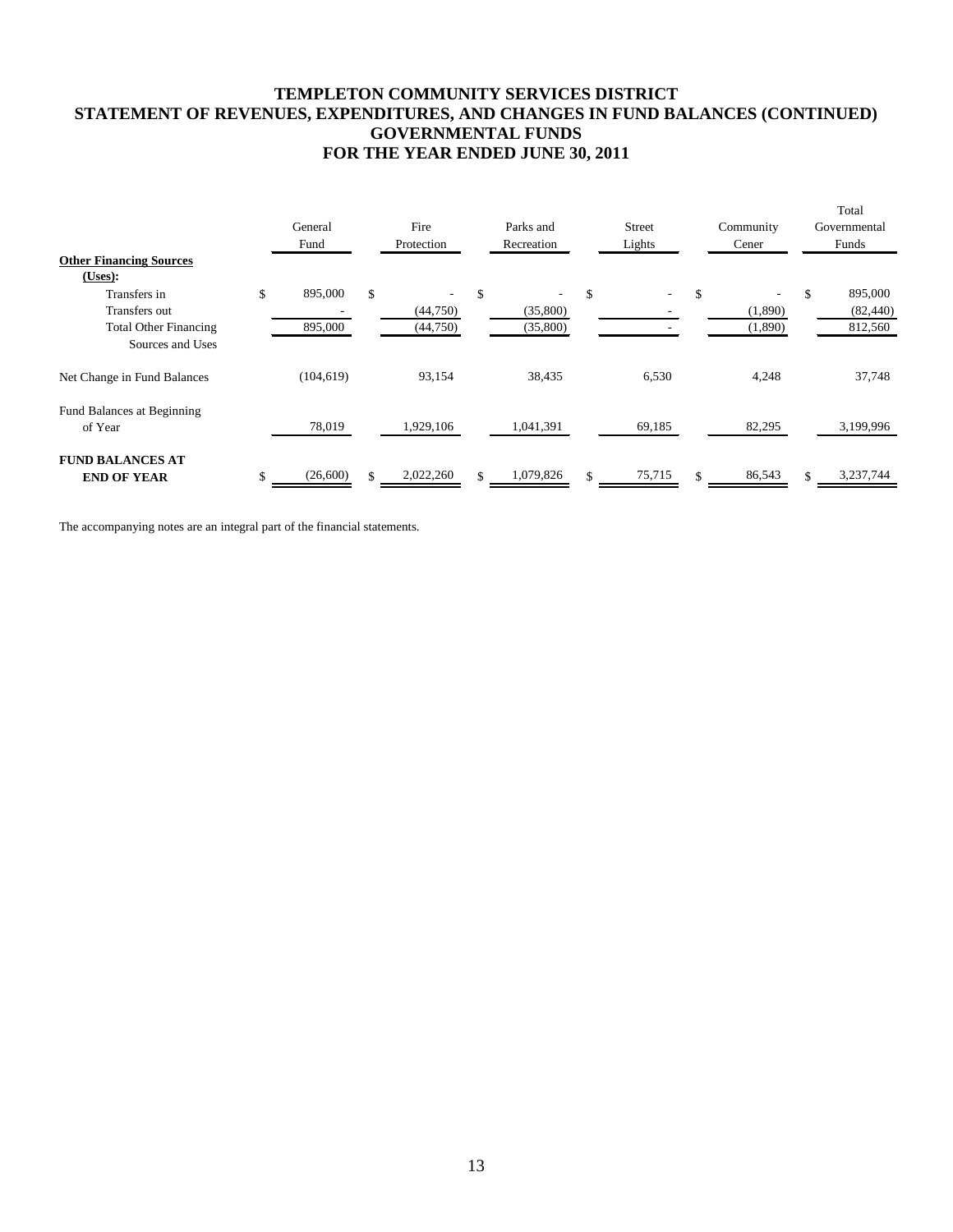# TEMPLETON COMMUNITY SERVICES DISTRICT
# STATEMENT OF REVENUES, EXPENDITURES, AND CHANGES IN FUND BALANCES (CONTINUED)
# GOVERNMENTAL FUNDS
# FOR THE YEAR ENDED JUNE 30, 2011

| | General Fund | Fire Protection | Parks and Recreation | Street Lights | Community Cener | Total Governmental Funds |
|---|---|---|---|---|---|---|
| **Other Financing Sources (Uses):** | | | | | | |
| Transfers in | $ 895,000 | $ - | $ - | $ - | $ - | $ 895,000 |
| Transfers out | - | (44,750) | (35,800) | - | (1,890) | (82,440) |
| Total Other Financing Sources and Uses | 895,000 | (44,750) | (35,800) | - | (1,890) | 812,560 |
| Net Change in Fund Balances | (104,619) | 93,154 | 38,435 | 6,530 | 4,248 | 37,748 |
| Fund Balances at Beginning of Year | 78,019 | 1,929,106 | 1,041,391 | 69,185 | 82,295 | 3,199,996 |
| **FUND BALANCES AT END OF YEAR** | $ (26,600) | $ 2,022,260 | $ 1,079,826 | $ 75,715 | $ 86,543 | $ 3,237,744 |

The accompanying notes are an integral part of the financial statements.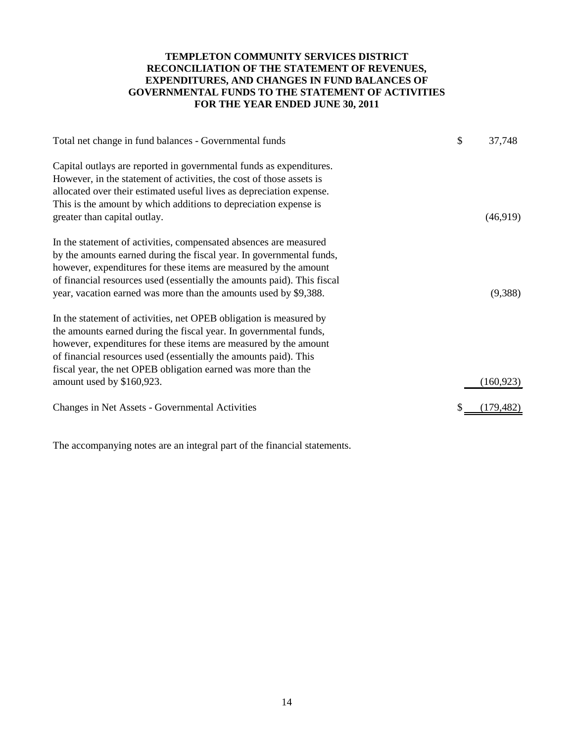# TEMPLETON COMMUNITY SERVICES DISTRICT
## RECONCILIATION OF THE STATEMENT OF REVENUES, EXPENDITURES, AND CHANGES IN FUND BALANCES OF GOVERNMENTAL FUNDS TO THE STATEMENT OF ACTIVITIES
### FOR THE YEAR ENDED JUNE 30, 2011

| | |
|---|---|
| Total net change in fund balances - Governmental funds | $ 37,748 |
| Capital outlays are reported in governmental funds as expenditures. However, in the statement of activities, the cost of those assets is allocated over their estimated useful lives as depreciation expense. This is the amount by which additions to depreciation expense is greater than capital outlay. | (46,919) |
| In the statement of activities, compensated absences are measured by the amounts earned during the fiscal year. In governmental funds, however, expenditures for these items are measured by the amount of financial resources used (essentially the amounts paid). This fiscal year, vacation earned was more than the amounts used by $9,388. | (9,388) |
| In the statement of activities, net OPEB obligation is measured by the amounts earned during the fiscal year. In governmental funds, however, expenditures for these items are measured by the amount of financial resources used (essentially the amounts paid). This fiscal year, the net OPEB obligation earned was more than the amount used by $160,923. | (160,923) |
| Changes in Net Assets - Governmental Activities | $ (179,482) |

The accompanying notes are an integral part of the financial statements.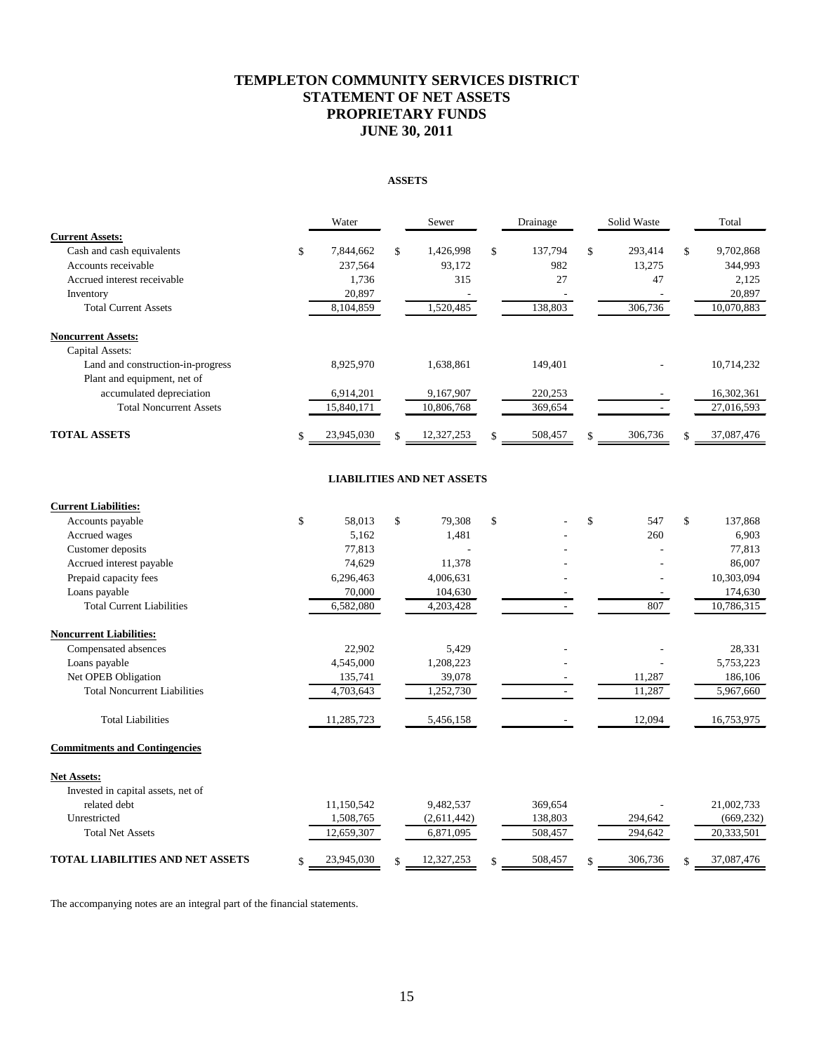# TEMPLETON COMMUNITY SERVICES DISTRICT
# STATEMENT OF NET ASSETS
# PROPRIETARY FUNDS
# JUNE 30, 2011

## ASSETS

| | Water | Sewer | Drainage | Solid Waste | Total |
|---|---|---|---|---|---|
| **Current Assets:** | | | | | |
| Cash and cash equivalents | $ 7,844,662 | $ 1,426,998 | $ 137,794 | $ 293,414 | $ 9,702,868 |
| Accounts receivable | 237,564 | 93,172 | 982 | 13,275 | 344,993 |
| Accrued interest receivable | 1,736 | 315 | 27 | 47 | 2,125 |
| Inventory | 20,897 | - | - | - | 20,897 |
| Total Current Assets | 8,104,859 | 1,520,485 | 138,803 | 306,736 | 10,070,883 |
| **Noncurrent Assets:** | | | | | |
| Capital Assets: | | | | | |
| Land and construction-in-progress | 8,925,970 | 1,638,861 | 149,401 | - | 10,714,232 |
| Plant and equipment, net of accumulated depreciation | 6,914,201 | 9,167,907 | 220,253 | - | 16,302,361 |
| Total Noncurrent Assets | 15,840,171 | 10,806,768 | 369,654 | - | 27,016,593 |
| **TOTAL ASSETS** | $ 23,945,030 | $ 12,327,253 | $ 508,457 | $ 306,736 | $ 37,087,476 |

## LIABILITIES AND NET ASSETS

| | Water | Sewer | Drainage | Solid Waste | Total |
|---|---|---|---|---|---|
| **Current Liabilities:** | | | | | |
| Accounts payable | $ 58,013 | $ 79,308 | $ - | $ 547 | $ 137,868 |
| Accrued wages | 5,162 | 1,481 | - | 260 | 6,903 |
| Customer deposits | 77,813 | - | - | - | 77,813 |
| Accrued interest payable | 74,629 | 11,378 | - | - | 86,007 |
| Prepaid capacity fees | 6,296,463 | 4,006,631 | - | - | 10,303,094 |
| Loans payable | 70,000 | 104,630 | - | - | 174,630 |
| Total Current Liabilities | 6,582,080 | 4,203,428 | - | 807 | 10,786,315 |
| **Noncurrent Liabilities:** | | | | | |
| Compensated absences | 22,902 | 5,429 | - | - | 28,331 |
| Loans payable | 4,545,000 | 1,208,223 | - | - | 5,753,223 |
| Net OPEB Obligation | 135,741 | 39,078 | - | 11,287 | 186,106 |
| Total Noncurrent Liabilities | 4,703,643 | 1,252,730 | - | 11,287 | 5,967,660 |
| Total Liabilities | 11,285,723 | 5,456,158 | - | 12,094 | 16,753,975 |
| **Commitments and Contingencies** | | | | | |
| **Net Assets:** | | | | | |
| Invested in capital assets, net of related debt | 11,150,542 | 9,482,537 | 369,654 | - | 21,002,733 |
| Unrestricted | 1,508,765 | (2,611,442) | 138,803 | 294,642 | (669,232) |
| Total Net Assets | 12,659,307 | 6,871,095 | 508,457 | 294,642 | 20,333,501 |
| **TOTAL LIABILITIES AND NET ASSETS** | $ 23,945,030 | $ 12,327,253 | $ 508,457 | $ 306,736 | $ 37,087,476 |

The accompanying notes are an integral part of the financial statements.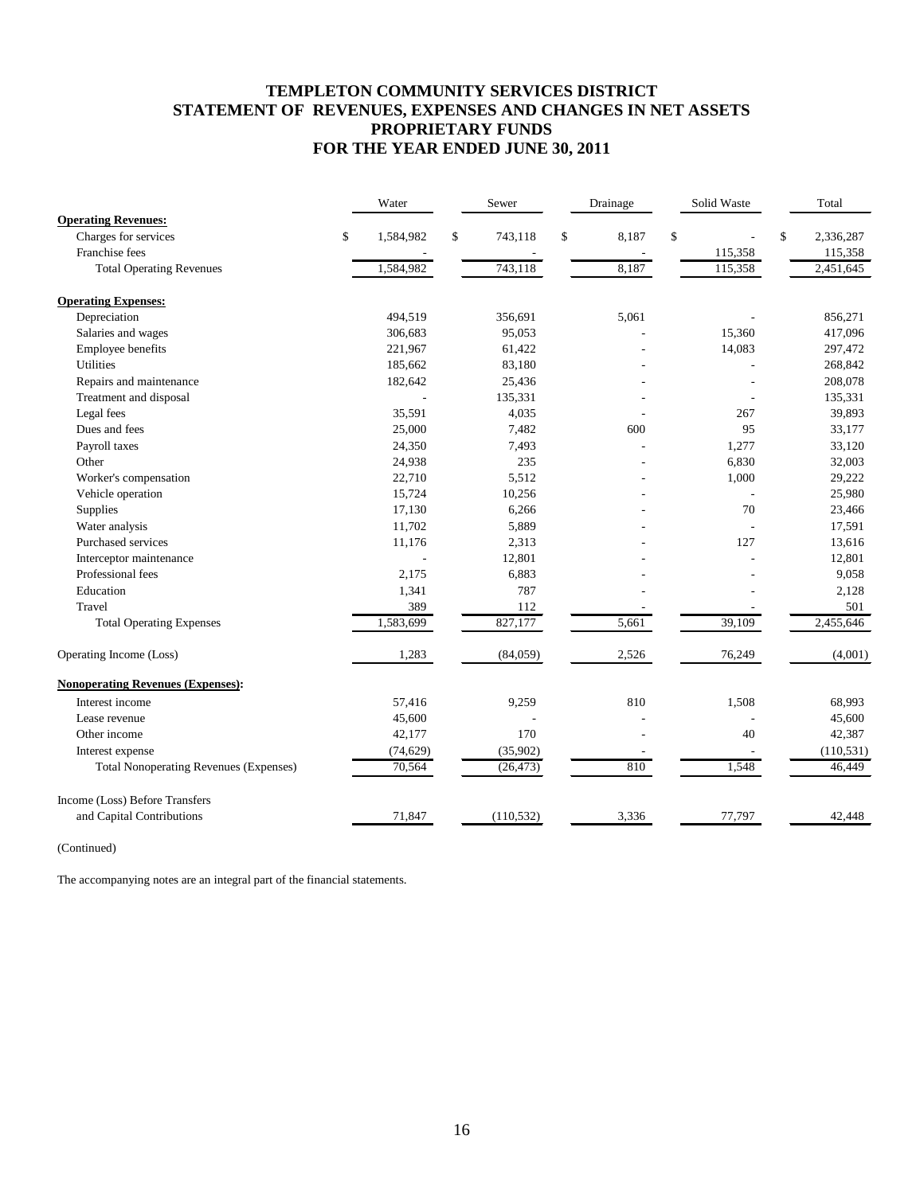# TEMPLETON COMMUNITY SERVICES DISTRICT
## STATEMENT OF REVENUES, EXPENSES AND CHANGES IN NET ASSETS
## PROPRIETARY FUNDS
## FOR THE YEAR ENDED JUNE 30, 2011

| | Water | Sewer | Drainage | Solid Waste | Total |
|---|---|---|---|---|---|
| **Operating Revenues:** | | | | | |
| Charges for services | $ 1,584,982 | $ 743,118 | $ 8,187 | $ - | $ 2,336,287 |
| Franchise fees | - | - | - | 115,358 | 115,358 |
| Total Operating Revenues | 1,584,982 | 743,118 | 8,187 | 115,358 | 2,451,645 |
| **Operating Expenses:** | | | | | |
| Depreciation | 494,519 | 356,691 | 5,061 | - | 856,271 |
| Salaries and wages | 306,683 | 95,053 | - | 15,360 | 417,096 |
| Employee benefits | 221,967 | 61,422 | - | 14,083 | 297,472 |
| Utilities | 185,662 | 83,180 | - | - | 268,842 |
| Repairs and maintenance | 182,642 | 25,436 | - | - | 208,078 |
| Treatment and disposal | - | 135,331 | - | - | 135,331 |
| Legal fees | 35,591 | 4,035 | - | 267 | 39,893 |
| Dues and fees | 25,000 | 7,482 | 600 | 95 | 33,177 |
| Payroll taxes | 24,350 | 7,493 | - | 1,277 | 33,120 |
| Other | 24,938 | 235 | - | 6,830 | 32,003 |
| Worker's compensation | 22,710 | 5,512 | - | 1,000 | 29,222 |
| Vehicle operation | 15,724 | 10,256 | - | - | 25,980 |
| Supplies | 17,130 | 6,266 | - | 70 | 23,466 |
| Water analysis | 11,702 | 5,889 | - | - | 17,591 |
| Purchased services | 11,176 | 2,313 | - | 127 | 13,616 |
| Interceptor maintenance | - | 12,801 | - | - | 12,801 |
| Professional fees | 2,175 | 6,883 | - | - | 9,058 |
| Education | 1,341 | 787 | - | - | 2,128 |
| Travel | 389 | 112 | - | - | 501 |
| Total Operating Expenses | 1,583,699 | 827,177 | 5,661 | 39,109 | 2,455,646 |
| Operating Income (Loss) | 1,283 | (84,059) | 2,526 | 76,249 | (4,001) |
| **Nonoperating Revenues (Expenses):** | | | | | |
| Interest income | 57,416 | 9,259 | 810 | 1,508 | 68,993 |
| Lease revenue | 45,600 | - | - | - | 45,600 |
| Other income | 42,177 | 170 | - | 40 | 42,387 |
| Interest expense | (74,629) | (35,902) | - | - | (110,531) |
| Total Nonoperating Revenues (Expenses) | 70,564 | (26,473) | 810 | 1,548 | 46,449 |
| Income (Loss) Before Transfers and Capital Contributions | 71,847 | (110,532) | 3,336 | 77,797 | 42,448 |

(Continued)

The accompanying notes are an integral part of the financial statements.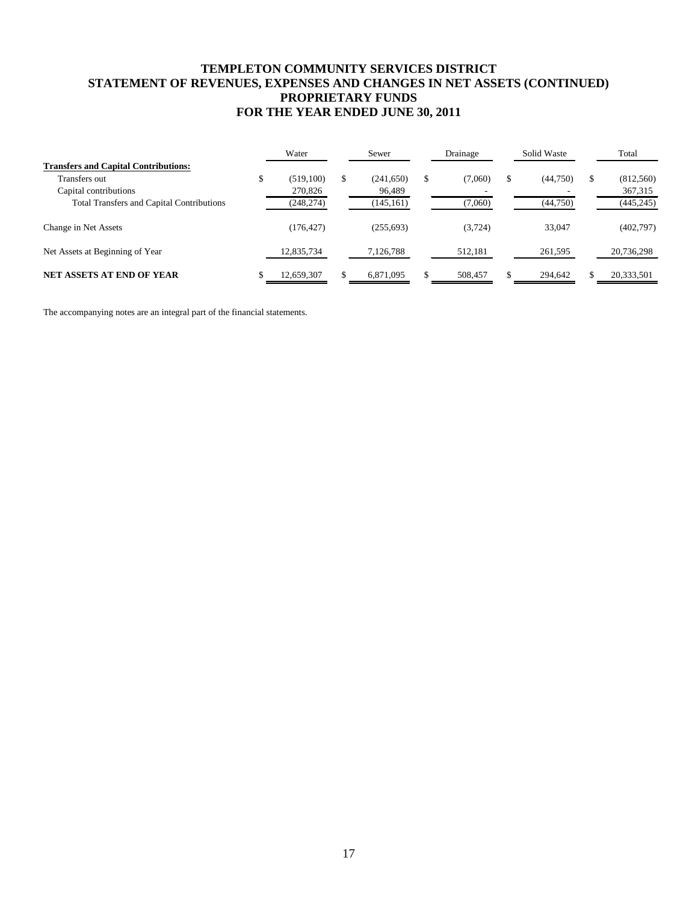# TEMPLETON COMMUNITY SERVICES DISTRICT
## STATEMENT OF REVENUES, EXPENSES AND CHANGES IN NET ASSETS (CONTINUED)
## PROPRIETARY FUNDS
## FOR THE YEAR ENDED JUNE 30, 2011

| | Water | Sewer | Drainage | Solid Waste | Total |
|---|---|---|---|---|---|
| **Transfers and Capital Contributions:** | | | | | |
| Transfers out | $ (519,100) | $ (241,650) | $ (7,060) | $ (44,750) | $ (812,560) |
| Capital contributions | 270,826 | 96,489 | - | - | 367,315 |
| Total Transfers and Capital Contributions | (248,274) | (145,161) | (7,060) | (44,750) | (445,245) |
| Change in Net Assets | (176,427) | (255,693) | (3,724) | 33,047 | (402,797) |
| Net Assets at Beginning of Year | 12,835,734 | 7,126,788 | 512,181 | 261,595 | 20,736,298 |
| **NET ASSETS AT END OF YEAR** | $ 12,659,307 | $ 6,871,095 | $ 508,457 | $ 294,642 | $ 20,333,501 |

The accompanying notes are an integral part of the financial statements.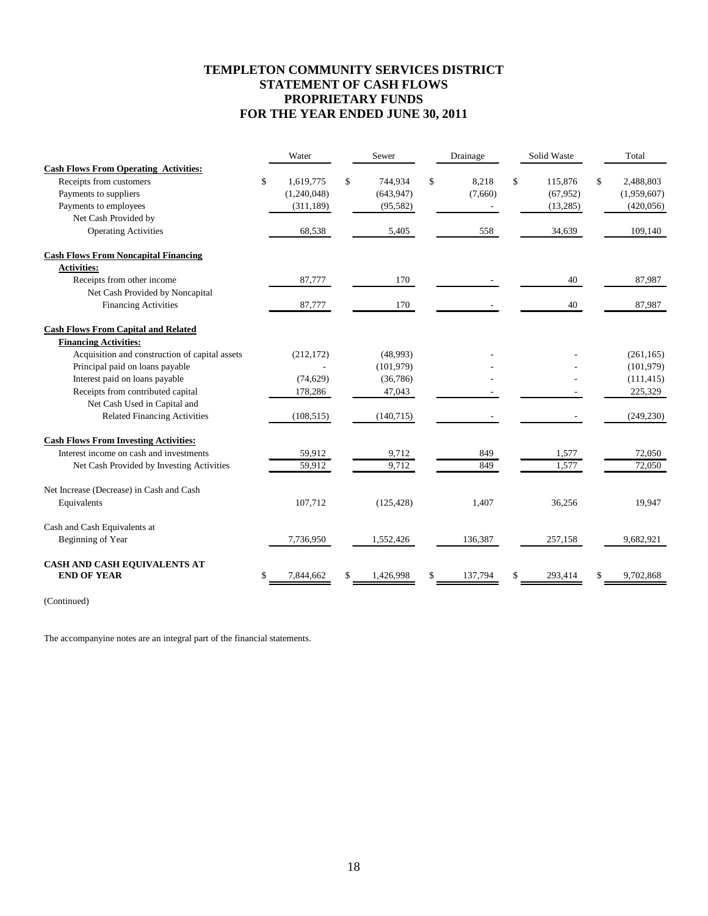# TEMPLETON COMMUNITY SERVICES DISTRICT
## STATEMENT OF CASH FLOWS
## PROPRIETARY FUNDS
## FOR THE YEAR ENDED JUNE 30, 2011

| | Water | Sewer | Drainage | Solid Waste | Total |
|---|---|---|---|---|---|
| **Cash Flows From Operating Activities:** | | | | | |
| Receipts from customers | $ 1,619,775 | $ 744,934 | $ 8,218 | $ 115,876 | $ 2,488,803 |
| Payments to suppliers | (1,240,048) | (643,947) | (7,660) | (67,952) | (1,959,607) |
| Payments to employees | (311,189) | (95,582) | - | (13,285) | (420,056) |
| Net Cash Provided by Operating Activities | 68,538 | 5,405 | 558 | 34,639 | 109,140 |
| **Cash Flows From Noncapital Financing Activities:** | | | | | |
| Receipts from other income | 87,777 | 170 | - | 40 | 87,987 |
| Net Cash Provided by Noncapital Financing Activities | 87,777 | 170 | - | 40 | 87,987 |
| **Cash Flows From Capital and Related Financing Activities:** | | | | | |
| Acquisition and construction of capital assets | (212,172) | (48,993) | - | - | (261,165) |
| Principal paid on loans payable | - | (101,979) | - | - | (101,979) |
| Interest paid on loans payable | (74,629) | (36,786) | - | - | (111,415) |
| Receipts from contributed capital | 178,286 | 47,043 | - | - | 225,329 |
| Net Cash Used in Capital and Related Financing Activities | (108,515) | (140,715) | - | - | (249,230) |
| **Cash Flows From Investing Activities:** | | | | | |
| Interest income on cash and investments | 59,912 | 9,712 | 849 | 1,577 | 72,050 |
| Net Cash Provided by Investing Activities | 59,912 | 9,712 | 849 | 1,577 | 72,050 |
| Net Increase (Decrease) in Cash and Cash Equivalents | 107,712 | (125,428) | 1,407 | 36,256 | 19,947 |
| Cash and Cash Equivalents at Beginning of Year | 7,736,950 | 1,552,426 | 136,387 | 257,158 | 9,682,921 |
| **CASH AND CASH EQUIVALENTS AT END OF YEAR** | $ 7,844,662 | $ 1,426,998 | $ 137,794 | $ 293,414 | $ 9,702,868 |

(Continued)

The accompanyine notes are an integral part of the financial statements.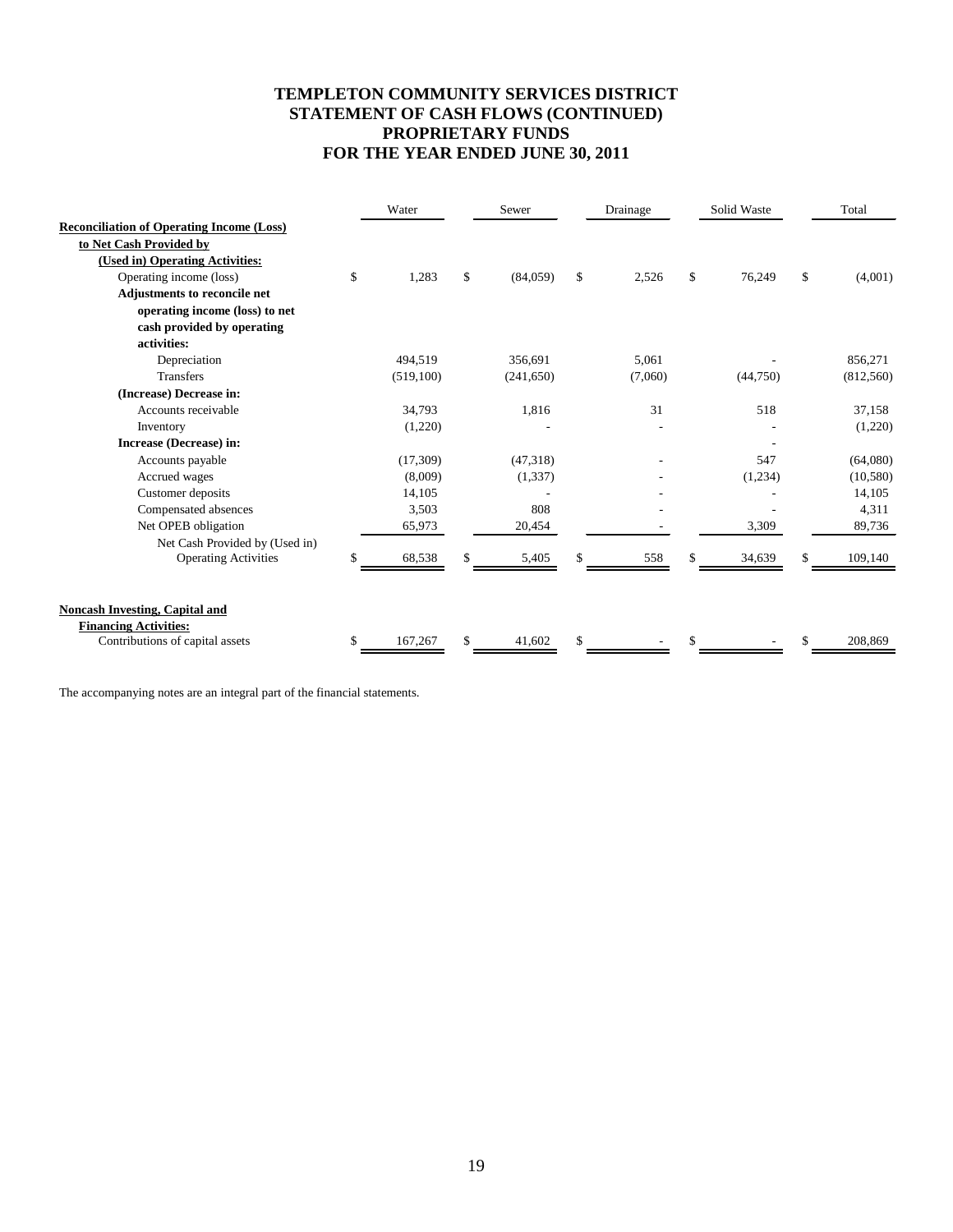# TEMPLETON COMMUNITY SERVICES DISTRICT
# STATEMENT OF CASH FLOWS (CONTINUED)
# PROPRIETARY FUNDS
# FOR THE YEAR ENDED JUNE 30, 2011

| | Water | Sewer | Drainage | Solid Waste | Total |
|---|---|---|---|---|---|
| **Reconciliation of Operating Income (Loss) to Net Cash Provided by (Used in) Operating Activities:** | | | | | |
| Operating income (loss) | $ 1,283 | $ (84,059) | $ 2,526 | $ 76,249 | $ (4,001) |
| **Adjustments to reconcile net operating income (loss) to net cash provided by operating activities:** | | | | | |
| Depreciation | 494,519 | 356,691 | 5,061 | - | 856,271 |
| Transfers | (519,100) | (241,650) | (7,060) | (44,750) | (812,560) |
| **(Increase) Decrease in:** | | | | | |
| Accounts receivable | 34,793 | 1,816 | 31 | 518 | 37,158 |
| Inventory | (1,220) | - | - | - | (1,220) |
| **Increase (Decrease) in:** | | | | - | |
| Accounts payable | (17,309) | (47,318) | - | 547 | (64,080) |
| Accrued wages | (8,009) | (1,337) | - | (1,234) | (10,580) |
| Customer deposits | 14,105 | - | - | - | 14,105 |
| Compensated absences | 3,503 | 808 | - | - | 4,311 |
| Net OPEB obligation | 65,973 | 20,454 | - | 3,309 | 89,736 |
| Net Cash Provided by (Used in) Operating Activities | $ 68,538 | $ 5,405 | $ 558 | $ 34,639 | $ 109,140 |
| **Noncash Investing, Capital and Financing Activities:** | | | | | |
| Contributions of capital assets | $ 167,267 | $ 41,602 | $ - | $ - | $ 208,869 |

The accompanying notes are an integral part of the financial statements.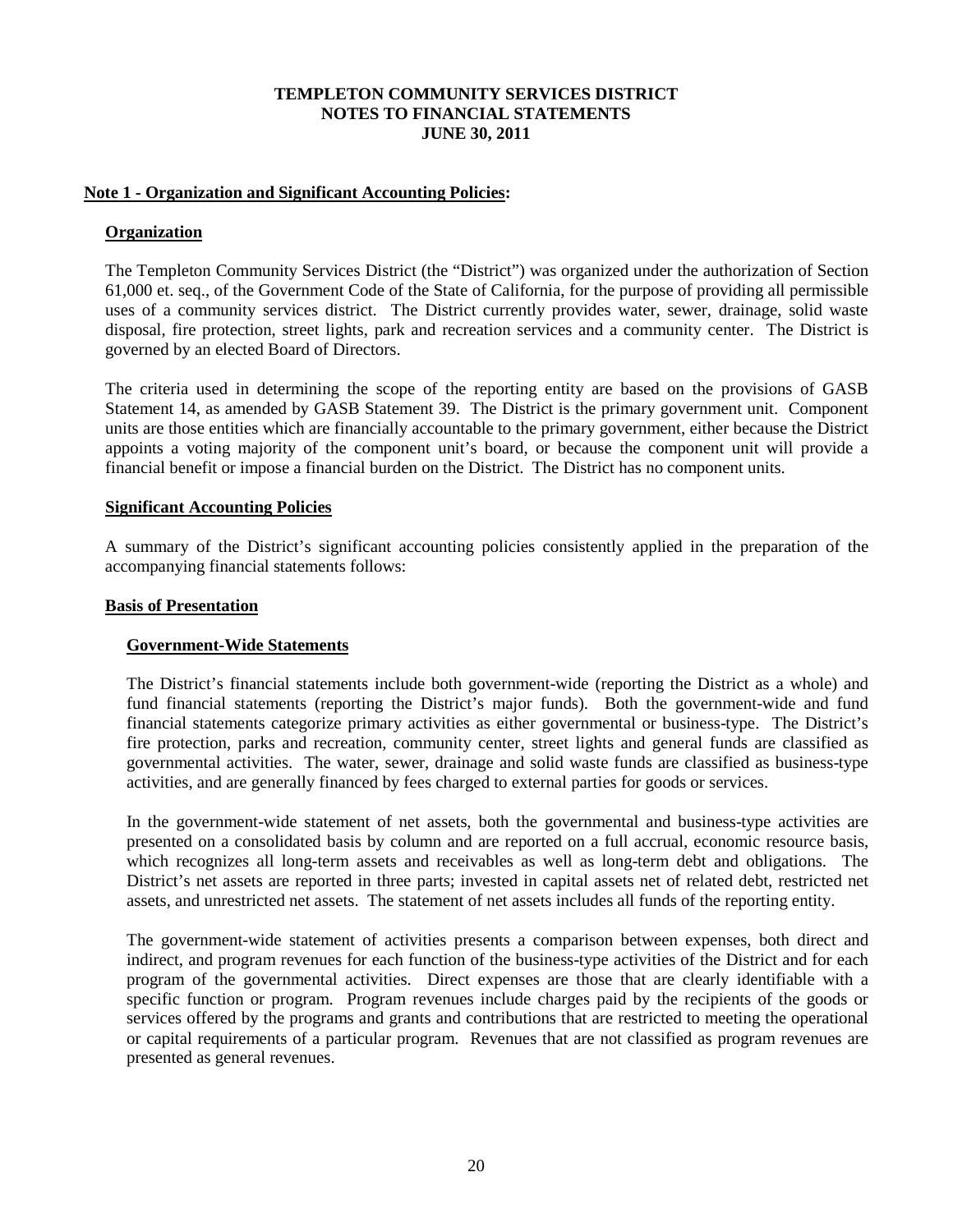# TEMPLETON COMMUNITY SERVICES DISTRICT
## NOTES TO FINANCIAL STATEMENTS
## JUNE 30, 2011

### Note 1 - Organization and Significant Accounting Policies:

**Organization**

The Templeton Community Services District (the "District") was organized under the authorization of Section 61,000 et. seq., of the Government Code of the State of California, for the purpose of providing all permissible uses of a community services district. The District currently provides water, sewer, drainage, solid waste disposal, fire protection, street lights, park and recreation services and a community center. The District is governed by an elected Board of Directors.

The criteria used in determining the scope of the reporting entity are based on the provisions of GASB Statement 14, as amended by GASB Statement 39. The District is the primary government unit. Component units are those entities which are financially accountable to the primary government, either because the District appoints a voting majority of the component unit's board, or because the component unit will provide a financial benefit or impose a financial burden on the District. The District has no component units.

**Significant Accounting Policies**

A summary of the District's significant accounting policies consistently applied in the preparation of the accompanying financial statements follows:

**Basis of Presentation**

**Government-Wide Statements**

The District's financial statements include both government-wide (reporting the District as a whole) and fund financial statements (reporting the District's major funds). Both the government-wide and fund financial statements categorize primary activities as either governmental or business-type. The District's fire protection, parks and recreation, community center, street lights and general funds are classified as governmental activities. The water, sewer, drainage and solid waste funds are classified as business-type activities, and are generally financed by fees charged to external parties for goods or services.

In the government-wide statement of net assets, both the governmental and business-type activities are presented on a consolidated basis by column and are reported on a full accrual, economic resource basis, which recognizes all long-term assets and receivables as well as long-term debt and obligations. The District's net assets are reported in three parts; invested in capital assets net of related debt, restricted net assets, and unrestricted net assets. The statement of net assets includes all funds of the reporting entity.

The government-wide statement of activities presents a comparison between expenses, both direct and indirect, and program revenues for each function of the business-type activities of the District and for each program of the governmental activities. Direct expenses are those that are clearly identifiable with a specific function or program. Program revenues include charges paid by the recipients of the goods or services offered by the programs and grants and contributions that are restricted to meeting the operational or capital requirements of a particular program. Revenues that are not classified as program revenues are presented as general revenues.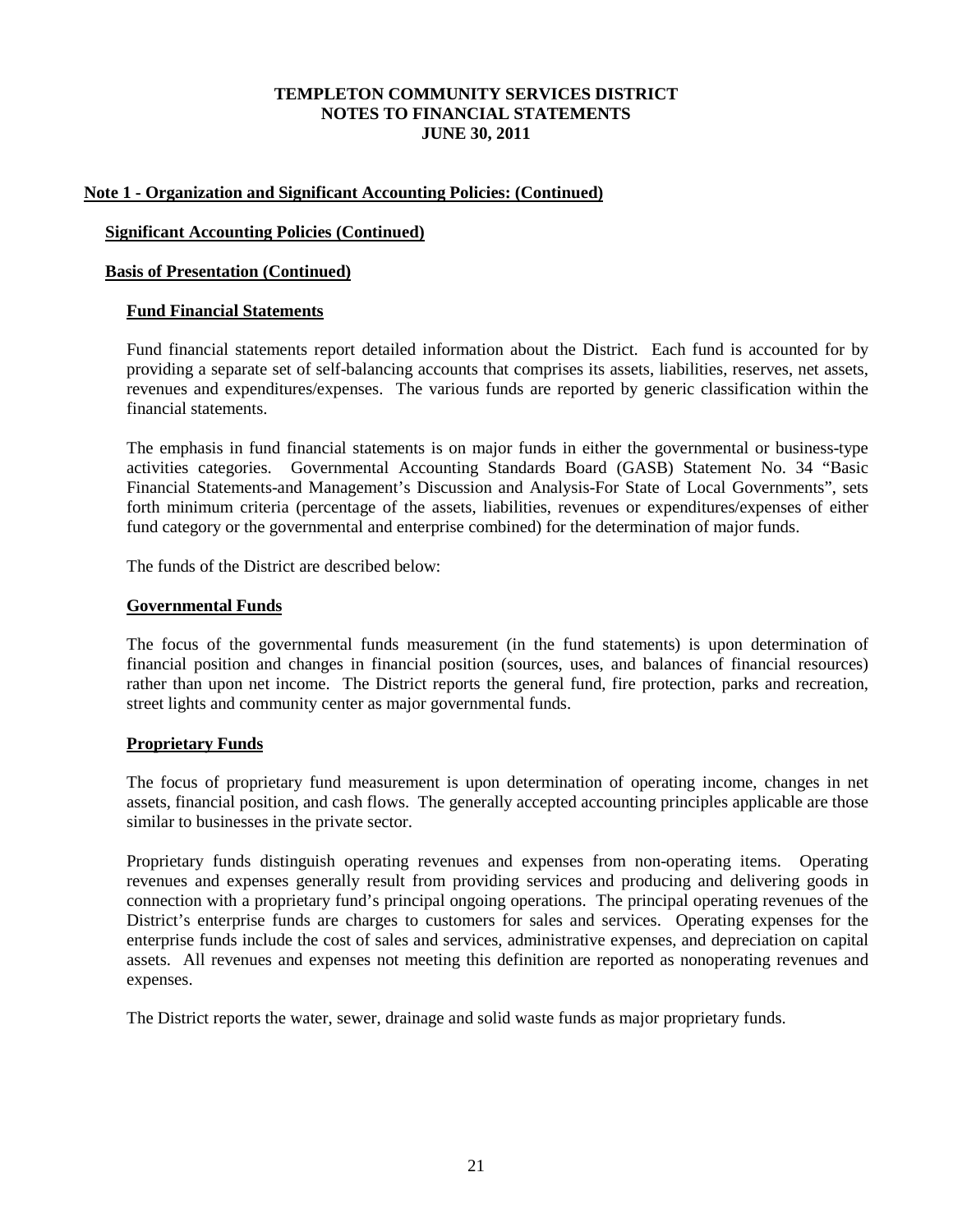# TEMPLETON COMMUNITY SERVICES DISTRICT
# NOTES TO FINANCIAL STATEMENTS
# JUNE 30, 2011

## Note 1 - Organization and Significant Accounting Policies: (Continued)

### Significant Accounting Policies (Continued)

### Basis of Presentation (Continued)

#### Fund Financial Statements

Fund financial statements report detailed information about the District. Each fund is accounted for by providing a separate set of self-balancing accounts that comprises its assets, liabilities, reserves, net assets, revenues and expenditures/expenses. The various funds are reported by generic classification within the financial statements.

The emphasis in fund financial statements is on major funds in either the governmental or business-type activities categories. Governmental Accounting Standards Board (GASB) Statement No. 34 "Basic Financial Statements-and Management's Discussion and Analysis-For State of Local Governments", sets forth minimum criteria (percentage of the assets, liabilities, revenues or expenditures/expenses of either fund category or the governmental and enterprise combined) for the determination of major funds.

The funds of the District are described below:

#### Governmental Funds

The focus of the governmental funds measurement (in the fund statements) is upon determination of financial position and changes in financial position (sources, uses, and balances of financial resources) rather than upon net income. The District reports the general fund, fire protection, parks and recreation, street lights and community center as major governmental funds.

#### Proprietary Funds

The focus of proprietary fund measurement is upon determination of operating income, changes in net assets, financial position, and cash flows. The generally accepted accounting principles applicable are those similar to businesses in the private sector.

Proprietary funds distinguish operating revenues and expenses from non-operating items. Operating revenues and expenses generally result from providing services and producing and delivering goods in connection with a proprietary fund's principal ongoing operations. The principal operating revenues of the District's enterprise funds are charges to customers for sales and services. Operating expenses for the enterprise funds include the cost of sales and services, administrative expenses, and depreciation on capital assets. All revenues and expenses not meeting this definition are reported as nonoperating revenues and expenses.

The District reports the water, sewer, drainage and solid waste funds as major proprietary funds.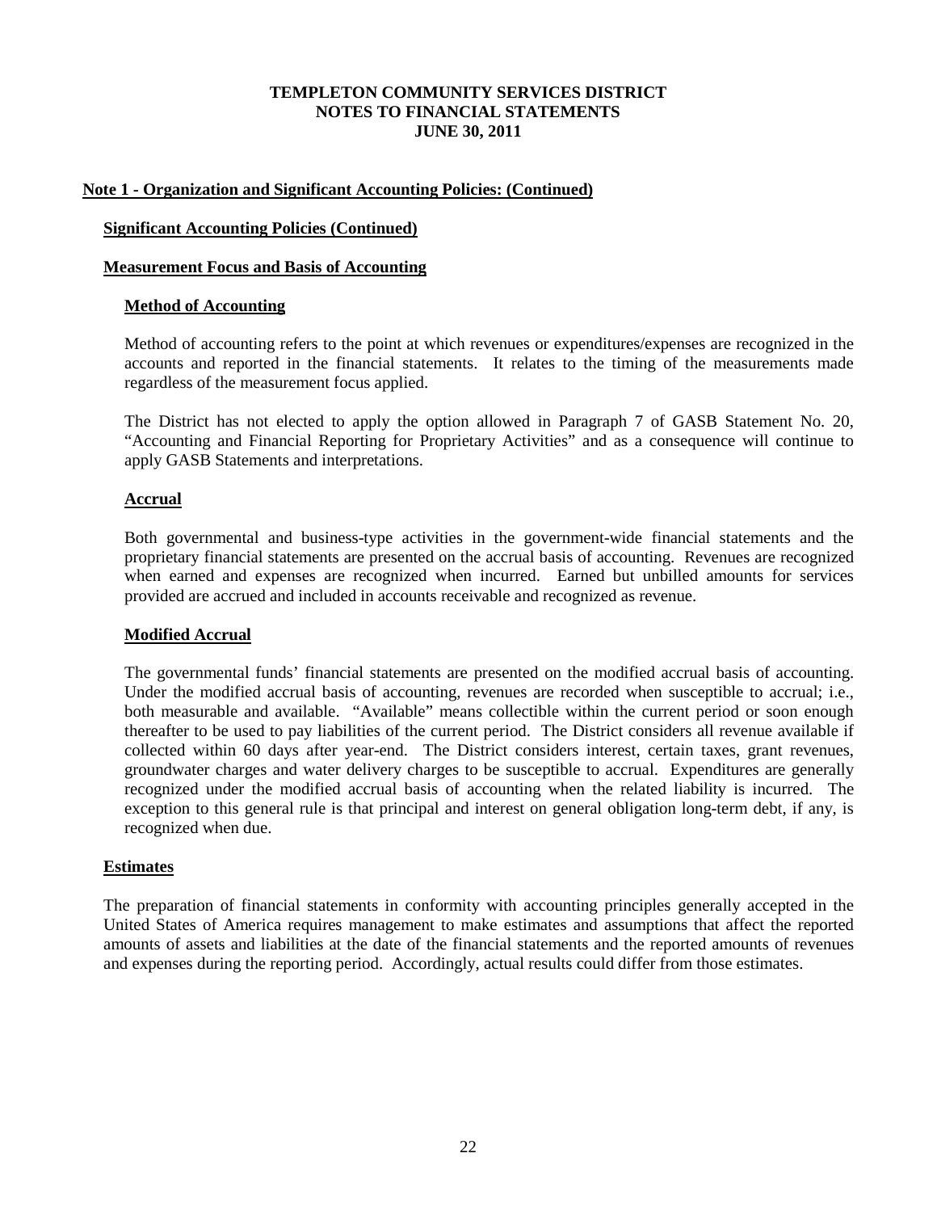**Note 1 - Organization and Significant Accounting Policies: (Continued)**

**Significant Accounting Policies (Continued)**

**Measurement Focus and Basis of Accounting**

**Method of Accounting**

Method of accounting refers to the point at which revenues or expenditures/expenses are recognized in the accounts and reported in the financial statements. It relates to the timing of the measurements made regardless of the measurement focus applied.

The District has not elected to apply the option allowed in Paragraph 7 of GASB Statement No. 20, "Accounting and Financial Reporting for Proprietary Activities" and as a consequence will continue to apply GASB Statements and interpretations.

**Accrual**

Both governmental and business-type activities in the government-wide financial statements and the proprietary financial statements are presented on the accrual basis of accounting. Revenues are recognized when earned and expenses are recognized when incurred. Earned but unbilled amounts for services provided are accrued and included in accounts receivable and recognized as revenue.

**Modified Accrual**

The governmental funds' financial statements are presented on the modified accrual basis of accounting. Under the modified accrual basis of accounting, revenues are recorded when susceptible to accrual; i.e., both measurable and available. "Available" means collectible within the current period or soon enough thereafter to be used to pay liabilities of the current period. The District considers all revenue available if collected within 60 days after year-end. The District considers interest, certain taxes, grant revenues, groundwater charges and water delivery charges to be susceptible to accrual. Expenditures are generally recognized under the modified accrual basis of accounting when the related liability is incurred. The exception to this general rule is that principal and interest on general obligation long-term debt, if any, is recognized when due.

**Estimates**

The preparation of financial statements in conformity with accounting principles generally accepted in the United States of America requires management to make estimates and assumptions that affect the reported amounts of assets and liabilities at the date of the financial statements and the reported amounts of revenues and expenses during the reporting period. Accordingly, actual results could differ from those estimates.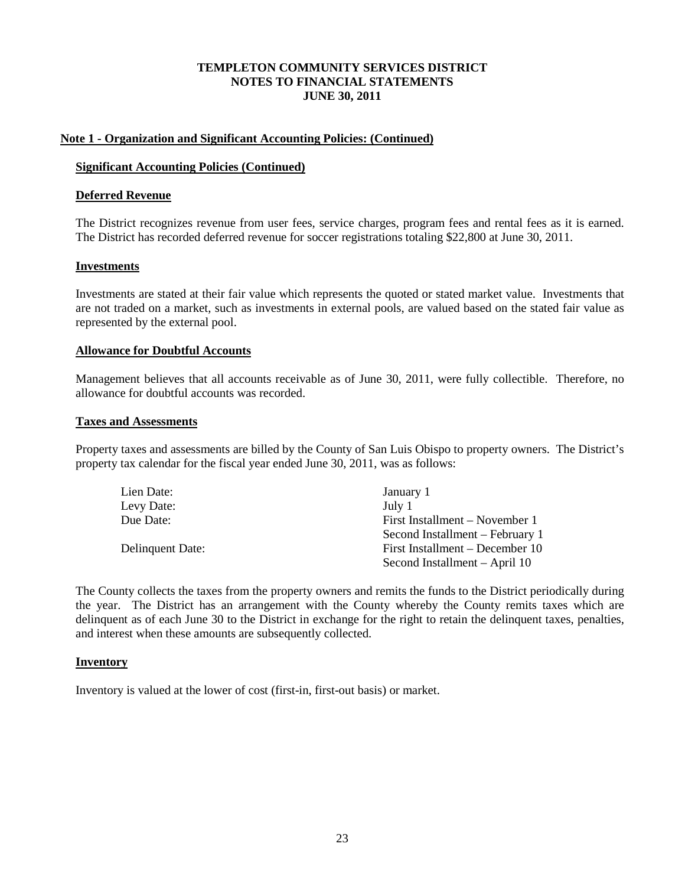**TEMPLETON COMMUNITY SERVICES DISTRICT**
**NOTES TO FINANCIAL STATEMENTS**
**JUNE 30, 2011**

## Note 1 - Organization and Significant Accounting Policies: (Continued)

### Significant Accounting Policies (Continued)

### Deferred Revenue

The District recognizes revenue from user fees, service charges, program fees and rental fees as it is earned. The District has recorded deferred revenue for soccer registrations totaling $22,800 at June 30, 2011.

### Investments

Investments are stated at their fair value which represents the quoted or stated market value. Investments that are not traded on a market, such as investments in external pools, are valued based on the stated fair value as represented by the external pool.

### Allowance for Doubtful Accounts

Management believes that all accounts receivable as of June 30, 2011, were fully collectible. Therefore, no allowance for doubtful accounts was recorded.

### Taxes and Assessments

Property taxes and assessments are billed by the County of San Luis Obispo to property owners. The District's property tax calendar for the fiscal year ended June 30, 2011, was as follows:

| | |
|---|---|
| Lien Date: | January 1 |
| Levy Date: | July 1 |
| Due Date: | First Installment – November 1 |
| | Second Installment – February 1 |
| Delinquent Date: | First Installment – December 10 |
| | Second Installment – April 10 |

The County collects the taxes from the property owners and remits the funds to the District periodically during the year. The District has an arrangement with the County whereby the County remits taxes which are delinquent as of each June 30 to the District in exchange for the right to retain the delinquent taxes, penalties, and interest when these amounts are subsequently collected.

### Inventory

Inventory is valued at the lower of cost (first-in, first-out basis) or market.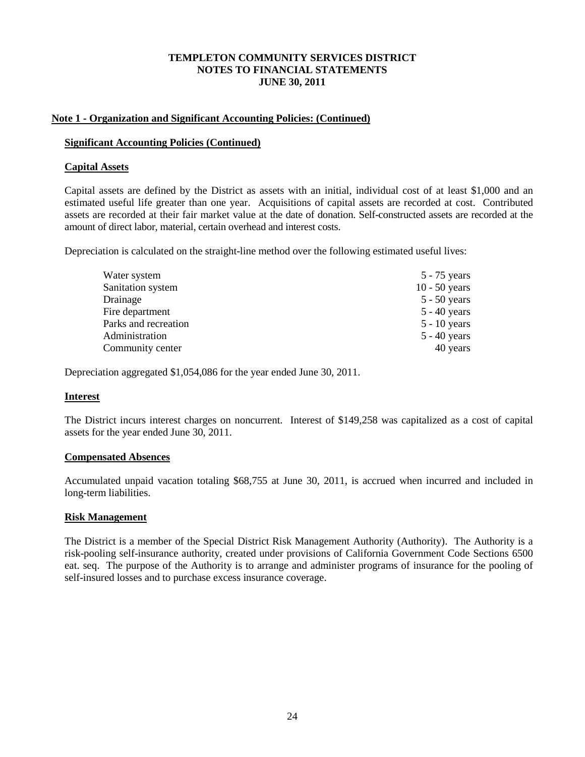**TEMPLETON COMMUNITY SERVICES DISTRICT**
**NOTES TO FINANCIAL STATEMENTS**
**JUNE 30, 2011**

## Note 1 - Organization and Significant Accounting Policies: (Continued)

### Significant Accounting Policies (Continued)

### Capital Assets

Capital assets are defined by the District as assets with an initial, individual cost of at least $1,000 and an estimated useful life greater than one year. Acquisitions of capital assets are recorded at cost. Contributed assets are recorded at their fair market value at the date of donation. Self-constructed assets are recorded at the amount of direct labor, material, certain overhead and interest costs.

Depreciation is calculated on the straight-line method over the following estimated useful lives:

| | |
|---|---|
| Water system | 5 - 75 years |
| Sanitation system | 10 - 50 years |
| Drainage | 5 - 50 years |
| Fire department | 5 - 40 years |
| Parks and recreation | 5 - 10 years |
| Administration | 5 - 40 years |
| Community center | 40 years |

Depreciation aggregated $1,054,086 for the year ended June 30, 2011.

### Interest

The District incurs interest charges on noncurrent. Interest of $149,258 was capitalized as a cost of capital assets for the year ended June 30, 2011.

### Compensated Absences

Accumulated unpaid vacation totaling $68,755 at June 30, 2011, is accrued when incurred and included in long-term liabilities.

### Risk Management

The District is a member of the Special District Risk Management Authority (Authority). The Authority is a risk-pooling self-insurance authority, created under provisions of California Government Code Sections 6500 eat. seq. The purpose of the Authority is to arrange and administer programs of insurance for the pooling of self-insured losses and to purchase excess insurance coverage.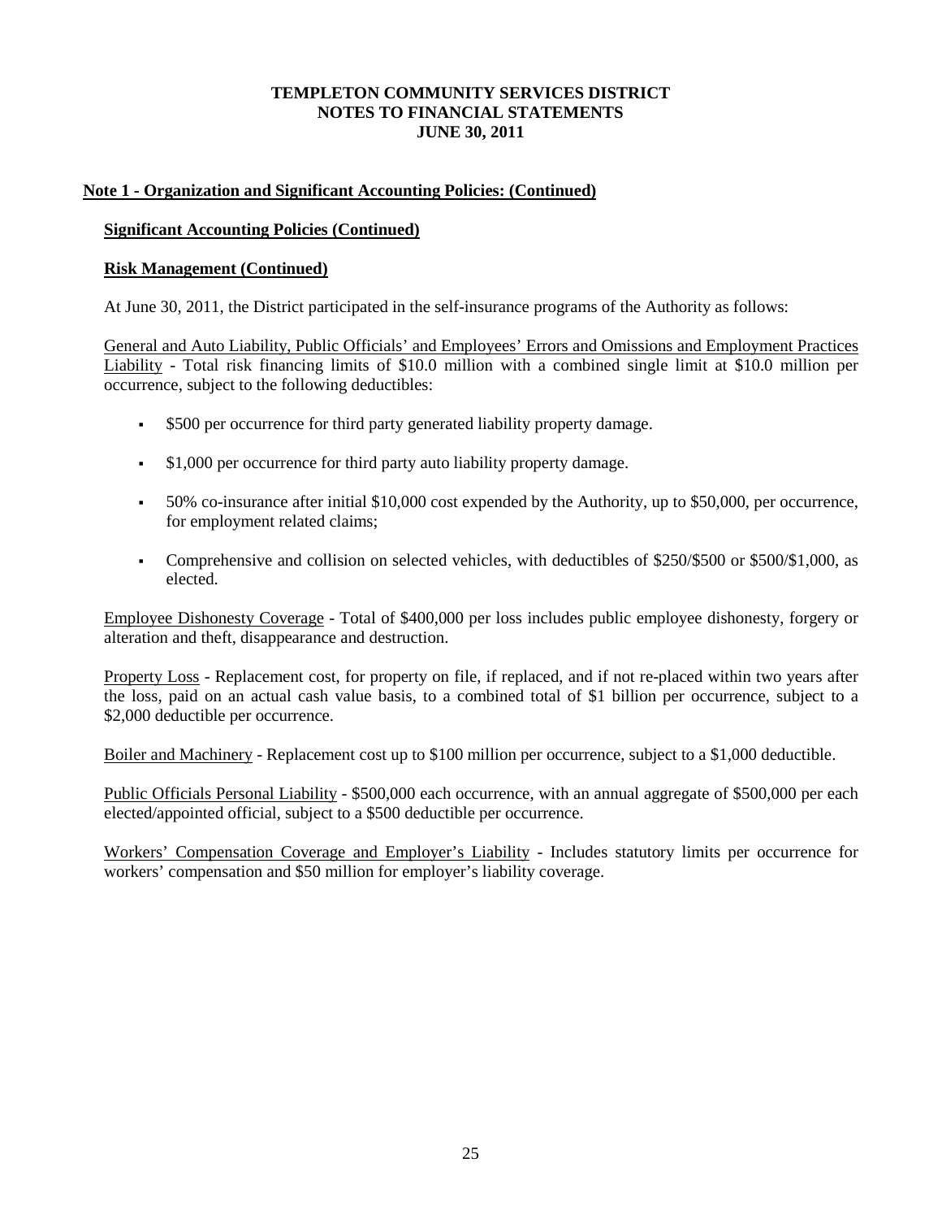**Note 1 - Organization and Significant Accounting Policies: (Continued)**

**Significant Accounting Policies (Continued)**

**Risk Management (Continued)**

At June 30, 2011, the District participated in the self-insurance programs of the Authority as follows:

General and Auto Liability, Public Officials' and Employees' Errors and Omissions and Employment Practices Liability - Total risk financing limits of $10.0 million with a combined single limit at $10.0 million per occurrence, subject to the following deductibles:

- $500 per occurrence for third party generated liability property damage.
- $1,000 per occurrence for third party auto liability property damage.
- 50% co-insurance after initial $10,000 cost expended by the Authority, up to $50,000, per occurrence, for employment related claims;
- Comprehensive and collision on selected vehicles, with deductibles of $250/$500 or $500/$1,000, as elected.

Employee Dishonesty Coverage - Total of $400,000 per loss includes public employee dishonesty, forgery or alteration and theft, disappearance and destruction.

Property Loss - Replacement cost, for property on file, if replaced, and if not re-placed within two years after the loss, paid on an actual cash value basis, to a combined total of $1 billion per occurrence, subject to a $2,000 deductible per occurrence.

Boiler and Machinery - Replacement cost up to $100 million per occurrence, subject to a $1,000 deductible.

Public Officials Personal Liability - $500,000 each occurrence, with an annual aggregate of $500,000 per each elected/appointed official, subject to a $500 deductible per occurrence.

Workers' Compensation Coverage and Employer's Liability - Includes statutory limits per occurrence for workers' compensation and $50 million for employer's liability coverage.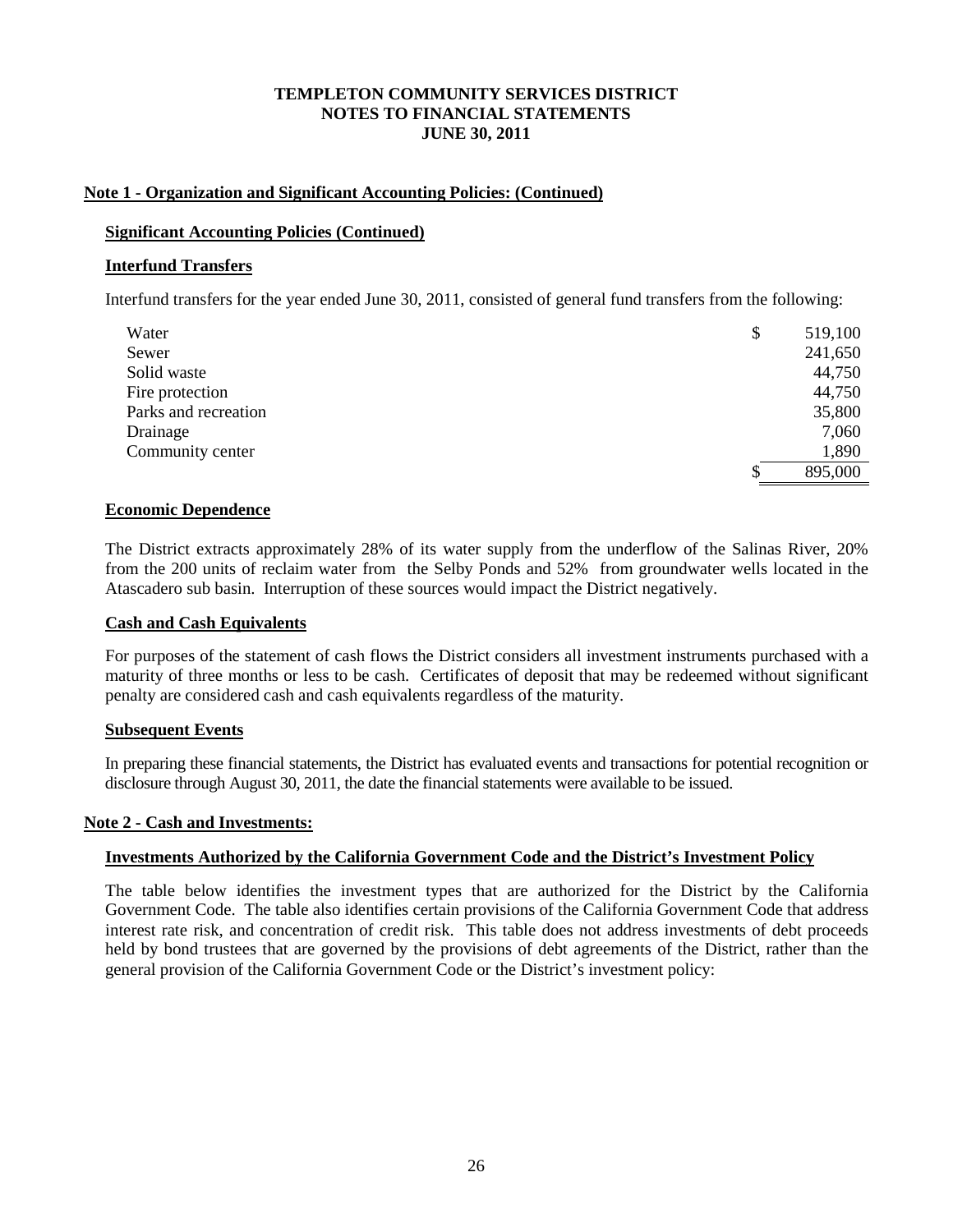# TEMPLETON COMMUNITY SERVICES DISTRICT
## NOTES TO FINANCIAL STATEMENTS
## JUNE 30, 2011

**Note 1 - Organization and Significant Accounting Policies: (Continued)**

**Significant Accounting Policies (Continued)**

**Interfund Transfers**

Interfund transfers for the year ended June 30, 2011, consisted of general fund transfers from the following:

| | |
|---|---|
| Water | $ 519,100 |
| Sewer | 241,650 |
| Solid waste | 44,750 |
| Fire protection | 44,750 |
| Parks and recreation | 35,800 |
| Drainage | 7,060 |
| Community center | 1,890 |
| | $ 895,000 |

**Economic Dependence**

The District extracts approximately 28% of its water supply from the underflow of the Salinas River, 20% from the 200 units of reclaim water from the Selby Ponds and 52% from groundwater wells located in the Atascadero sub basin. Interruption of these sources would impact the District negatively.

**Cash and Cash Equivalents**

For purposes of the statement of cash flows the District considers all investment instruments purchased with a maturity of three months or less to be cash. Certificates of deposit that may be redeemed without significant penalty are considered cash and cash equivalents regardless of the maturity.

**Subsequent Events**

In preparing these financial statements, the District has evaluated events and transactions for potential recognition or disclosure through August 30, 2011, the date the financial statements were available to be issued.

**Note 2 - Cash and Investments:**

**Investments Authorized by the California Government Code and the District's Investment Policy**

The table below identifies the investment types that are authorized for the District by the California Government Code. The table also identifies certain provisions of the California Government Code that address interest rate risk, and concentration of credit risk. This table does not address investments of debt proceeds held by bond trustees that are governed by the provisions of debt agreements of the District, rather than the general provision of the California Government Code or the District's investment policy: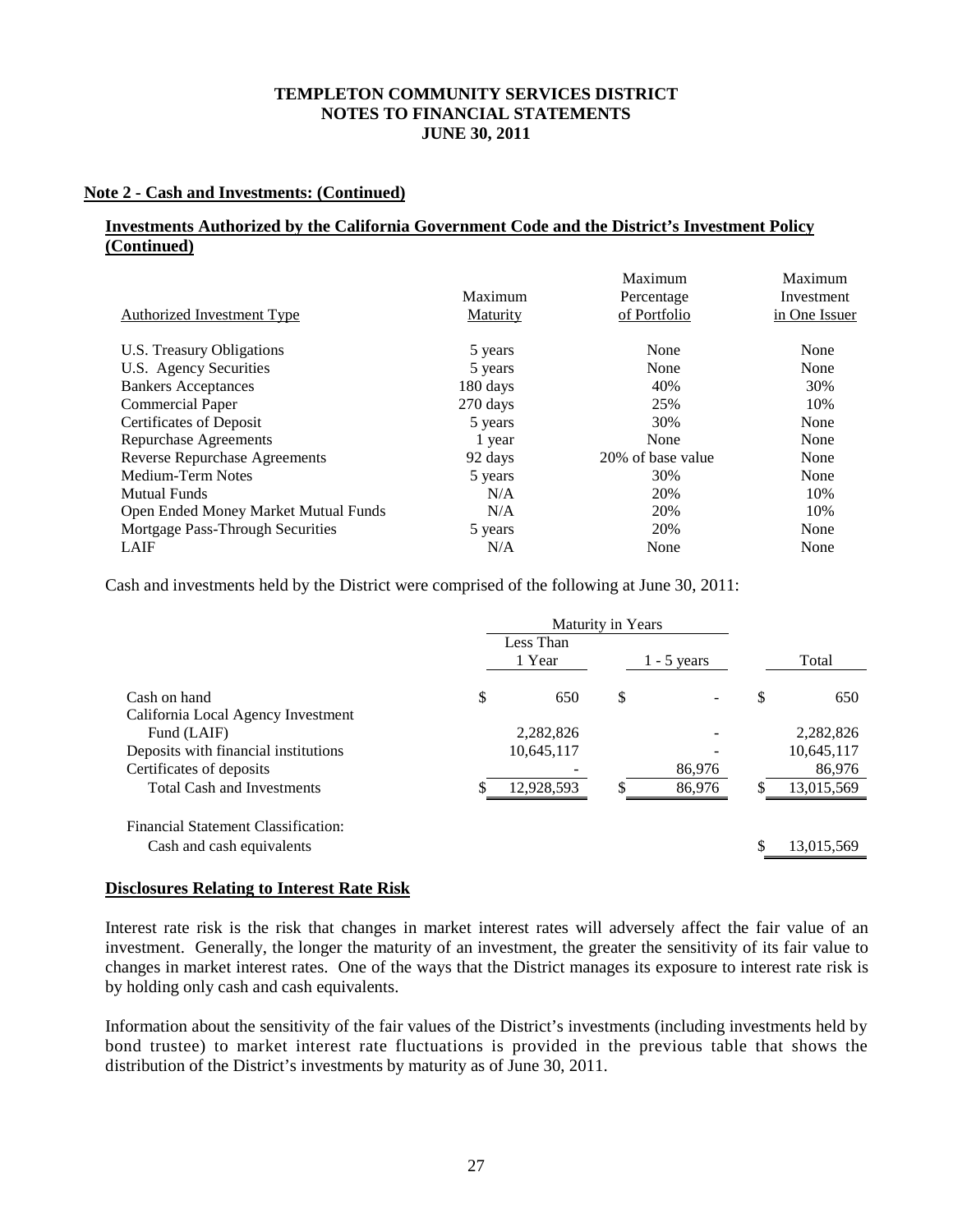**Note 2 - Cash and Investments: (Continued)**

**Investments Authorized by the California Government Code and the District's Investment Policy (Continued)**

| Authorized Investment Type | Maximum Maturity | Maximum Percentage of Portfolio | Maximum Investment in One Issuer |
|---|---|---|---|
| U.S. Treasury Obligations | 5 years | None | None |
| U.S. Agency Securities | 5 years | None | None |
| Bankers Acceptances | 180 days | 40% | 30% |
| Commercial Paper | 270 days | 25% | 10% |
| Certificates of Deposit | 5 years | 30% | None |
| Repurchase Agreements | 1 year | None | None |
| Reverse Repurchase Agreements | 92 days | 20% of base value | None |
| Medium-Term Notes | 5 years | 30% | None |
| Mutual Funds | N/A | 20% | 10% |
| Open Ended Money Market Mutual Funds | N/A | 20% | 10% |
| Mortgage Pass-Through Securities | 5 years | 20% | None |
| LAIF | N/A | None | None |

Cash and investments held by the District were comprised of the following at June 30, 2011:

| | Maturity in Years | | |
|---|---|---|---|
| | Less Than 1 Year | 1 - 5 years | Total |
| Cash on hand | $ 650 | $ - | $ 650 |
| California Local Agency Investment Fund (LAIF) | 2,282,826 | - | 2,282,826 |
| Deposits with financial institutions | 10,645,117 | - | 10,645,117 |
| Certificates of deposits | - | 86,976 | 86,976 |
| Total Cash and Investments | $ 12,928,593 | $ 86,976 | $ 13,015,569 |
| Financial Statement Classification: | | | |
| Cash and cash equivalents | | | $ 13,015,569 |

**Disclosures Relating to Interest Rate Risk**

Interest rate risk is the risk that changes in market interest rates will adversely affect the fair value of an investment. Generally, the longer the maturity of an investment, the greater the sensitivity of its fair value to changes in market interest rates. One of the ways that the District manages its exposure to interest rate risk is by holding only cash and cash equivalents.

Information about the sensitivity of the fair values of the District's investments (including investments held by bond trustee) to market interest rate fluctuations is provided in the previous table that shows the distribution of the District's investments by maturity as of June 30, 2011.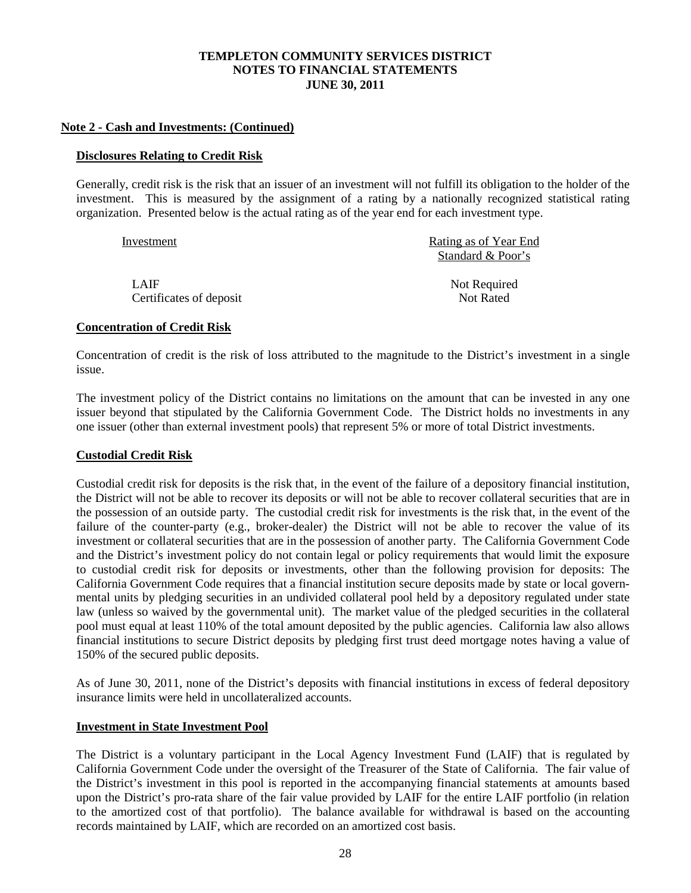## Note 2 - Cash and Investments: (Continued)

### Disclosures Relating to Credit Risk

Generally, credit risk is the risk that an issuer of an investment will not fulfill its obligation to the holder of the investment. This is measured by the assignment of a rating by a nationally recognized statistical rating organization. Presented below is the actual rating as of the year end for each investment type.

| Investment | Rating as of Year End Standard & Poor's |
|---|---|
| LAIF | Not Required |
| Certificates of deposit | Not Rated |

### Concentration of Credit Risk

Concentration of credit is the risk of loss attributed to the magnitude to the District's investment in a single issue.

The investment policy of the District contains no limitations on the amount that can be invested in any one issuer beyond that stipulated by the California Government Code. The District holds no investments in any one issuer (other than external investment pools) that represent 5% or more of total District investments.

### Custodial Credit Risk

Custodial credit risk for deposits is the risk that, in the event of the failure of a depository financial institution, the District will not be able to recover its deposits or will not be able to recover collateral securities that are in the possession of an outside party. The custodial credit risk for investments is the risk that, in the event of the failure of the counter-party (e.g., broker-dealer) the District will not be able to recover the value of its investment or collateral securities that are in the possession of another party. The California Government Code and the District's investment policy do not contain legal or policy requirements that would limit the exposure to custodial credit risk for deposits or investments, other than the following provision for deposits: The California Government Code requires that a financial institution secure deposits made by state or local governmental units by pledging securities in an undivided collateral pool held by a depository regulated under state law (unless so waived by the governmental unit). The market value of the pledged securities in the collateral pool must equal at least 110% of the total amount deposited by the public agencies. California law also allows financial institutions to secure District deposits by pledging first trust deed mortgage notes having a value of 150% of the secured public deposits.

As of June 30, 2011, none of the District's deposits with financial institutions in excess of federal depository insurance limits were held in uncollateralized accounts.

### Investment in State Investment Pool

The District is a voluntary participant in the Local Agency Investment Fund (LAIF) that is regulated by California Government Code under the oversight of the Treasurer of the State of California. The fair value of the District's investment in this pool is reported in the accompanying financial statements at amounts based upon the District's pro-rata share of the fair value provided by LAIF for the entire LAIF portfolio (in relation to the amortized cost of that portfolio). The balance available for withdrawal is based on the accounting records maintained by LAIF, which are recorded on an amortized cost basis.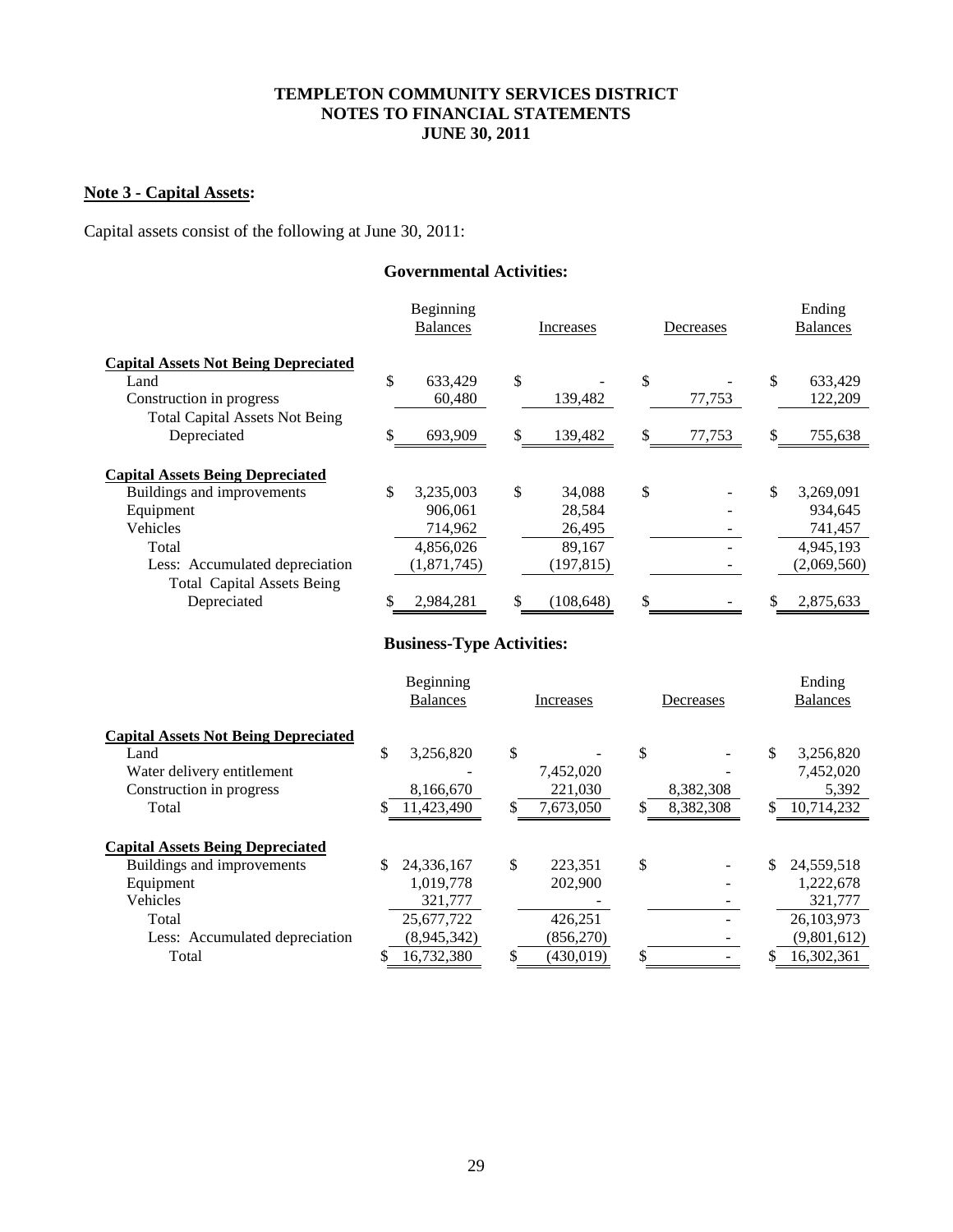# TEMPLETON COMMUNITY SERVICES DISTRICT
## NOTES TO FINANCIAL STATEMENTS
### JUNE 30, 2011

**Note 3 - Capital Assets:**

Capital assets consist of the following at June 30, 2011:

**Governmental Activities:**

| | Beginning Balances | Increases | Decreases | Ending Balances |
|---|---|---|---|---|
| **Capital Assets Not Being Depreciated** | | | | |
| Land | $ 633,429 | $ - | $ - | $ 633,429 |
| Construction in progress | 60,480 | 139,482 | 77,753 | 122,209 |
| Total Capital Assets Not Being Depreciated | $ 693,909 | $ 139,482 | $ 77,753 | $ 755,638 |
| **Capital Assets Being Depreciated** | | | | |
| Buildings and improvements | $ 3,235,003 | $ 34,088 | $ - | $ 3,269,091 |
| Equipment | 906,061 | 28,584 | - | 934,645 |
| Vehicles | 714,962 | 26,495 | - | 741,457 |
| Total | 4,856,026 | 89,167 | - | 4,945,193 |
| Less: Accumulated depreciation | (1,871,745) | (197,815) | - | (2,069,560) |
| Total Capital Assets Being Depreciated | $ 2,984,281 | $ (108,648) | $ - | $ 2,875,633 |

**Business-Type Activities:**

| | Beginning Balances | Increases | Decreases | Ending Balances |
|---|---|---|---|---|
| **Capital Assets Not Being Depreciated** | | | | |
| Land | $ 3,256,820 | $ - | $ - | $ 3,256,820 |
| Water delivery entitlement | - | 7,452,020 | - | 7,452,020 |
| Construction in progress | 8,166,670 | 221,030 | 8,382,308 | 5,392 |
| Total | $ 11,423,490 | $ 7,673,050 | $ 8,382,308 | $ 10,714,232 |
| **Capital Assets Being Depreciated** | | | | |
| Buildings and improvements | $ 24,336,167 | $ 223,351 | $ - | $ 24,559,518 |
| Equipment | 1,019,778 | 202,900 | - | 1,222,678 |
| Vehicles | 321,777 | - | - | 321,777 |
| Total | 25,677,722 | 426,251 | - | 26,103,973 |
| Less: Accumulated depreciation | (8,945,342) | (856,270) | - | (9,801,612) |
| Total | $ 16,732,380 | $ (430,019) | $ - | $ 16,302,361 |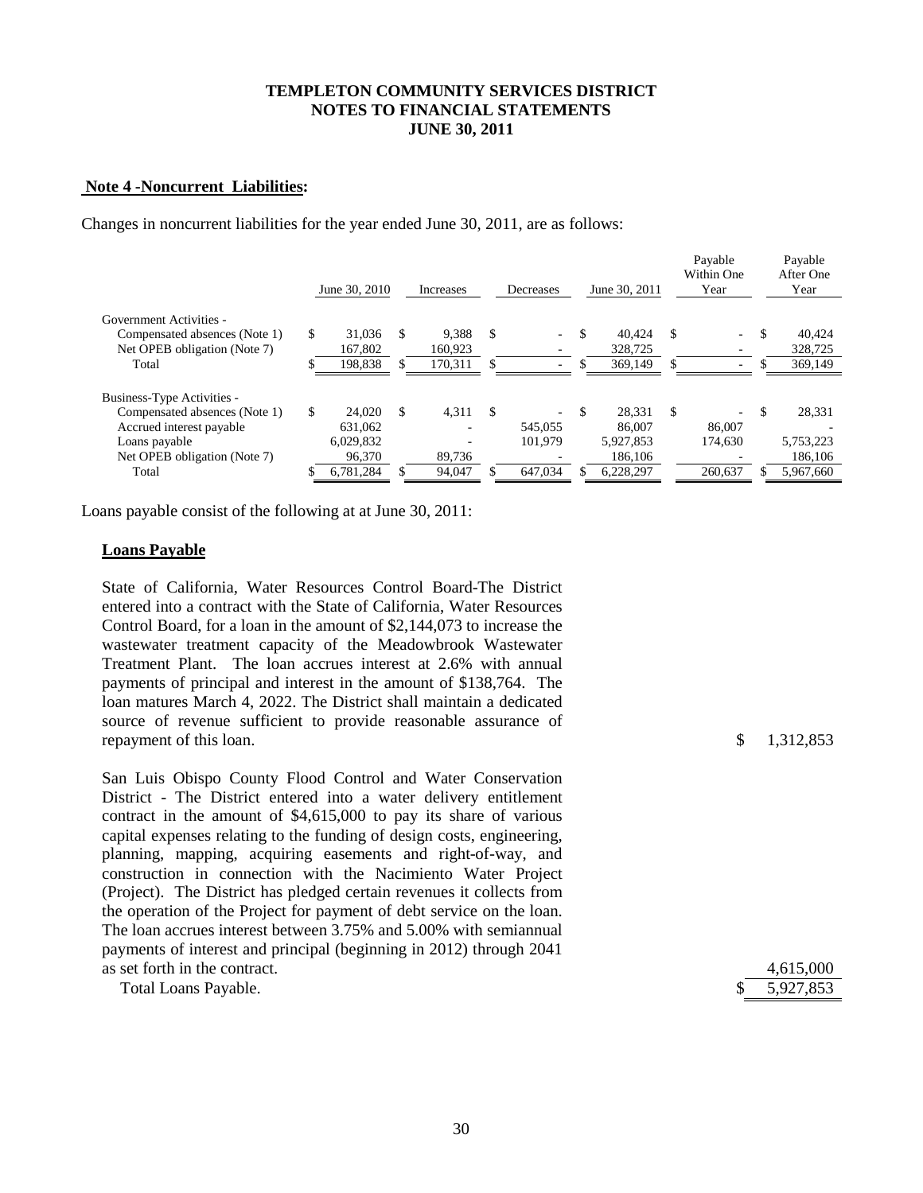**TEMPLETON COMMUNITY SERVICES DISTRICT**
**NOTES TO FINANCIAL STATEMENTS**
**JUNE 30, 2011**

**Note 4 -Noncurrent Liabilities:**

Changes in noncurrent liabilities for the year ended June 30, 2011, are as follows:

| | June 30, 2010 | Increases | Decreases | June 30, 2011 | Payable Within One Year | Payable After One Year |
|---|---|---|---|---|---|---|
| Government Activities - | | | | | | |
| Compensated absences (Note 1) | $ 31,036 | $ 9,388 | $ - | $ 40,424 | $ - | $ 40,424 |
| Net OPEB obligation (Note 7) | 167,802 | 160,923 | - | 328,725 | - | 328,725 |
| Total | $ 198,838 | $ 170,311 | $ - | $ 369,149 | $ - | $ 369,149 |
| Business-Type Activities - | | | | | | |
| Compensated absences (Note 1) | $ 24,020 | $ 4,311 | $ - | $ 28,331 | $ - | $ 28,331 |
| Accrued interest payable | 631,062 | - | 545,055 | 86,007 | 86,007 | - |
| Loans payable | 6,029,832 | - | 101,979 | 5,927,853 | 174,630 | 5,753,223 |
| Net OPEB obligation (Note 7) | 96,370 | 89,736 | - | 186,106 | - | 186,106 |
| Total | $ 6,781,284 | $ 94,047 | $ 647,034 | $ 6,228,297 | 260,637 | $ 5,967,660 |

Loans payable consist of the following at at June 30, 2011:

**Loans Payable**

| | |
|---|---|
| State of California, Water Resources Control Board-The District entered into a contract with the State of California, Water Resources Control Board, for a loan in the amount of $2,144,073 to increase the wastewater treatment capacity of the Meadowbrook Wastewater Treatment Plant. The loan accrues interest at 2.6% with annual payments of principal and interest in the amount of $138,764. The loan matures March 4, 2022. The District shall maintain a dedicated source of revenue sufficient to provide reasonable assurance of repayment of this loan. | $ 1,312,853 |
| San Luis Obispo County Flood Control and Water Conservation District - The District entered into a water delivery entitlement contract in the amount of $4,615,000 to pay its share of various capital expenses relating to the funding of design costs, engineering, planning, mapping, acquiring easements and right-of-way, and construction in connection with the Nacimiento Water Project (Project). The District has pledged certain revenues it collects from the operation of the Project for payment of debt service on the loan. The loan accrues interest between 3.75% and 5.00% with semiannual payments of interest and principal (beginning in 2012) through 2041 as set forth in the contract. | 4,615,000 |
| Total Loans Payable. | $ 5,927,853 |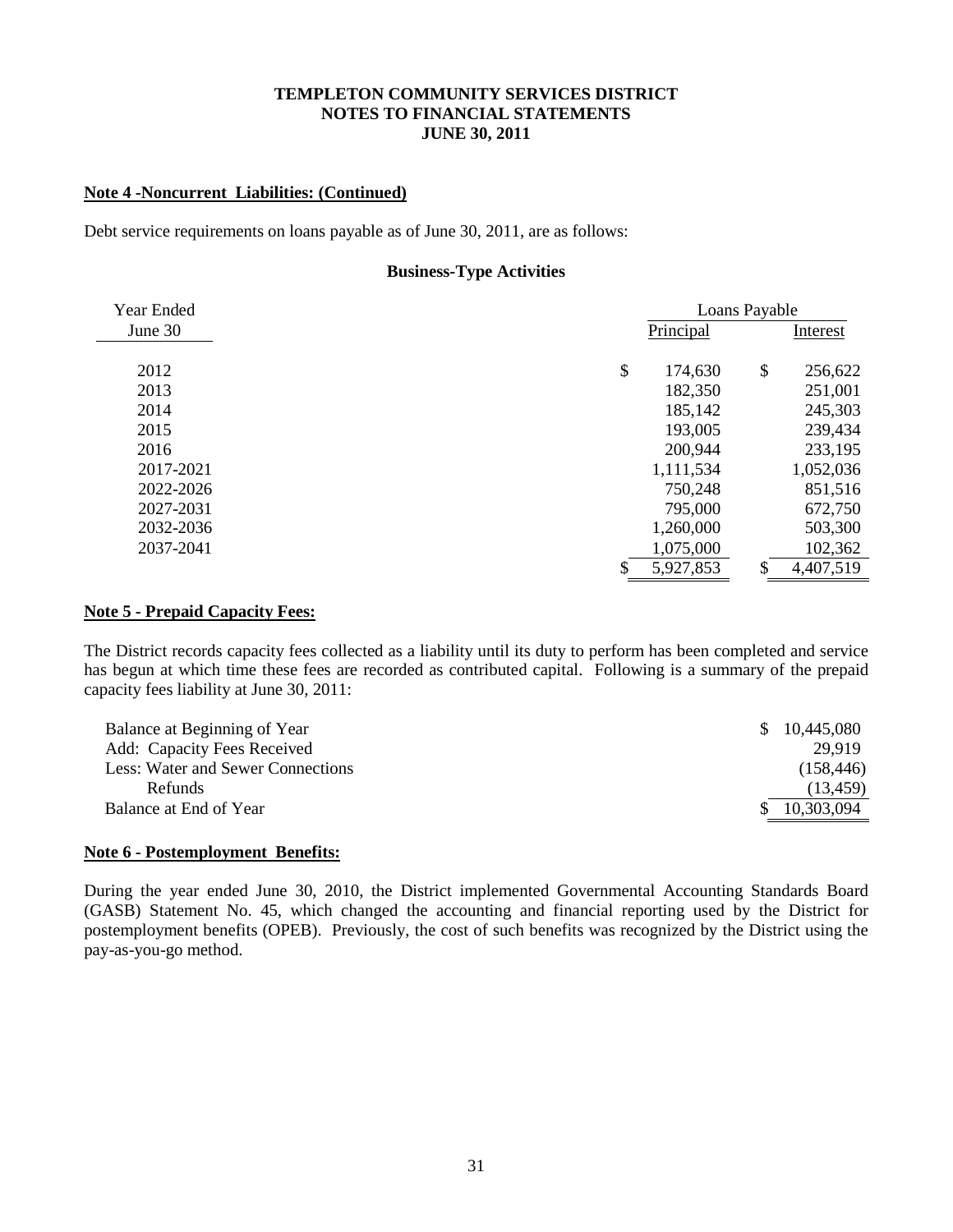**Note 4 -Noncurrent Liabilities: (Continued)**

Debt service requirements on loans payable as of June 30, 2011, are as follows:

**Business-Type Activities**

| Year Ended | Loans Payable | |
|---|---|---|
| June 30 | Principal | Interest |
| 2012 | $ 174,630 | $ 256,622 |
| 2013 | 182,350 | 251,001 |
| 2014 | 185,142 | 245,303 |
| 2015 | 193,005 | 239,434 |
| 2016 | 200,944 | 233,195 |
| 2017-2021 | 1,111,534 | 1,052,036 |
| 2022-2026 | 750,248 | 851,516 |
| 2027-2031 | 795,000 | 672,750 |
| 2032-2036 | 1,260,000 | 503,300 |
| 2037-2041 | 1,075,000 | 102,362 |
| | $ 5,927,853 | $ 4,407,519 |

**Note 5 - Prepaid Capacity Fees:**

The District records capacity fees collected as a liability until its duty to perform has been completed and service has begun at which time these fees are recorded as contributed capital. Following is a summary of the prepaid capacity fees liability at June 30, 2011:

| | |
|---|---|
| Balance at Beginning of Year | $ 10,445,080 |
| Add: Capacity Fees Received | 29,919 |
| Less: Water and Sewer Connections | (158,446) |
| Refunds | (13,459) |
| Balance at End of Year | $ 10,303,094 |

**Note 6 - Postemployment Benefits:**

During the year ended June 30, 2010, the District implemented Governmental Accounting Standards Board (GASB) Statement No. 45, which changed the accounting and financial reporting used by the District for postemployment benefits (OPEB). Previously, the cost of such benefits was recognized by the District using the pay-as-you-go method.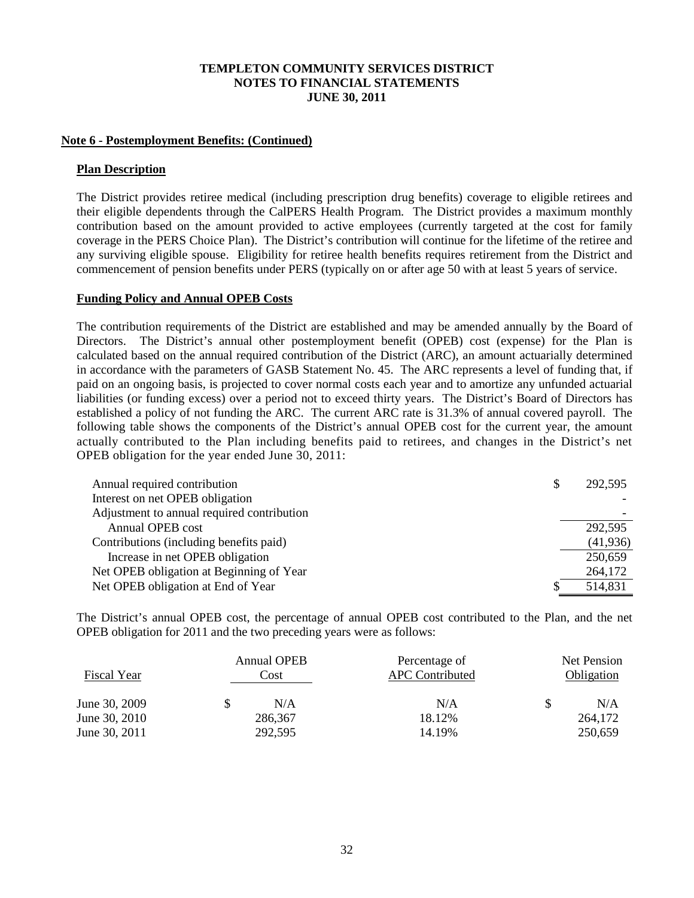**Note 6 - Postemployment Benefits: (Continued)**

**Plan Description**

The District provides retiree medical (including prescription drug benefits) coverage to eligible retirees and their eligible dependents through the CalPERS Health Program. The District provides a maximum monthly contribution based on the amount provided to active employees (currently targeted at the cost for family coverage in the PERS Choice Plan). The District's contribution will continue for the lifetime of the retiree and any surviving eligible spouse. Eligibility for retiree health benefits requires retirement from the District and commencement of pension benefits under PERS (typically on or after age 50 with at least 5 years of service.

**Funding Policy and Annual OPEB Costs**

The contribution requirements of the District are established and may be amended annually by the Board of Directors. The District's annual other postemployment benefit (OPEB) cost (expense) for the Plan is calculated based on the annual required contribution of the District (ARC), an amount actuarially determined in accordance with the parameters of GASB Statement No. 45. The ARC represents a level of funding that, if paid on an ongoing basis, is projected to cover normal costs each year and to amortize any unfunded actuarial liabilities (or funding excess) over a period not to exceed thirty years. The District's Board of Directors has established a policy of not funding the ARC. The current ARC rate is 31.3% of annual covered payroll. The following table shows the components of the District's annual OPEB cost for the current year, the amount actually contributed to the Plan including benefits paid to retirees, and changes in the District's net OPEB obligation for the year ended June 30, 2011:

| | |
|---|---|
| Annual required contribution | $ 292,595 |
| Interest on net OPEB obligation | - |
| Adjustment to annual required contribution | - |
| Annual OPEB cost | 292,595 |
| Contributions (including benefits paid) | (41,936) |
| Increase in net OPEB obligation | 250,659 |
| Net OPEB obligation at Beginning of Year | 264,172 |
| Net OPEB obligation at End of Year | $ 514,831 |

The District's annual OPEB cost, the percentage of annual OPEB cost contributed to the Plan, and the net OPEB obligation for 2011 and the two preceding years were as follows:

| Fiscal Year | Annual OPEB Cost | Percentage of APC Contributed | Net Pension Obligation |
|---|---|---|---|
| June 30, 2009 | $ N/A | N/A | $ N/A |
| June 30, 2010 | 286,367 | 18.12% | 264,172 |
| June 30, 2011 | 292,595 | 14.19% | 250,659 |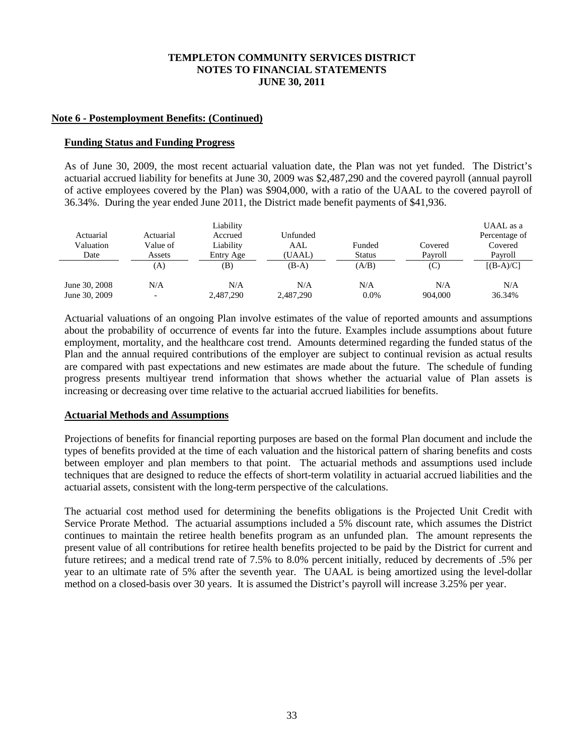**TEMPLETON COMMUNITY SERVICES DISTRICT**
**NOTES TO FINANCIAL STATEMENTS**
**JUNE 30, 2011**

**Note 6 - Postemployment Benefits: (Continued)**

**Funding Status and Funding Progress**

As of June 30, 2009, the most recent actuarial valuation date, the Plan was not yet funded. The District's actuarial accrued liability for benefits at June 30, 2009 was $2,487,290 and the covered payroll (annual payroll of active employees covered by the Plan) was $904,000, with a ratio of the UAAL to the covered payroll of 36.34%. During the year ended June 2011, the District made benefit payments of $41,936.

| Actuarial Valuation Date | Actuarial Value of Assets | Liability Accrued Liability Entry Age | Unfunded AAL (UAAL) | Funded Status | Covered Payroll | UAAL as a Percentage of Covered Payroll |
|---|---|---|---|---|---|---|
| | (A) | (B) | (B-A) | (A/B) | (C) | [(B-A)/C] |
| June 30, 2008 | N/A | N/A | N/A | N/A | N/A | N/A |
| June 30, 2009 | - | 2,487,290 | 2,487,290 | 0.0% | 904,000 | 36.34% |

Actuarial valuations of an ongoing Plan involve estimates of the value of reported amounts and assumptions about the probability of occurrence of events far into the future. Examples include assumptions about future employment, mortality, and the healthcare cost trend. Amounts determined regarding the funded status of the Plan and the annual required contributions of the employer are subject to continual revision as actual results are compared with past expectations and new estimates are made about the future. The schedule of funding progress presents multiyear trend information that shows whether the actuarial value of Plan assets is increasing or decreasing over time relative to the actuarial accrued liabilities for benefits.

**Actuarial Methods and Assumptions**

Projections of benefits for financial reporting purposes are based on the formal Plan document and include the types of benefits provided at the time of each valuation and the historical pattern of sharing benefits and costs between employer and plan members to that point. The actuarial methods and assumptions used include techniques that are designed to reduce the effects of short-term volatility in actuarial accrued liabilities and the actuarial assets, consistent with the long-term perspective of the calculations.

The actuarial cost method used for determining the benefits obligations is the Projected Unit Credit with Service Prorate Method. The actuarial assumptions included a 5% discount rate, which assumes the District continues to maintain the retiree health benefits program as an unfunded plan. The amount represents the present value of all contributions for retiree health benefits projected to be paid by the District for current and future retirees; and a medical trend rate of 7.5% to 8.0% percent initially, reduced by decrements of .5% per year to an ultimate rate of 5% after the seventh year. The UAAL is being amortized using the level-dollar method on a closed-basis over 30 years. It is assumed the District's payroll will increase 3.25% per year.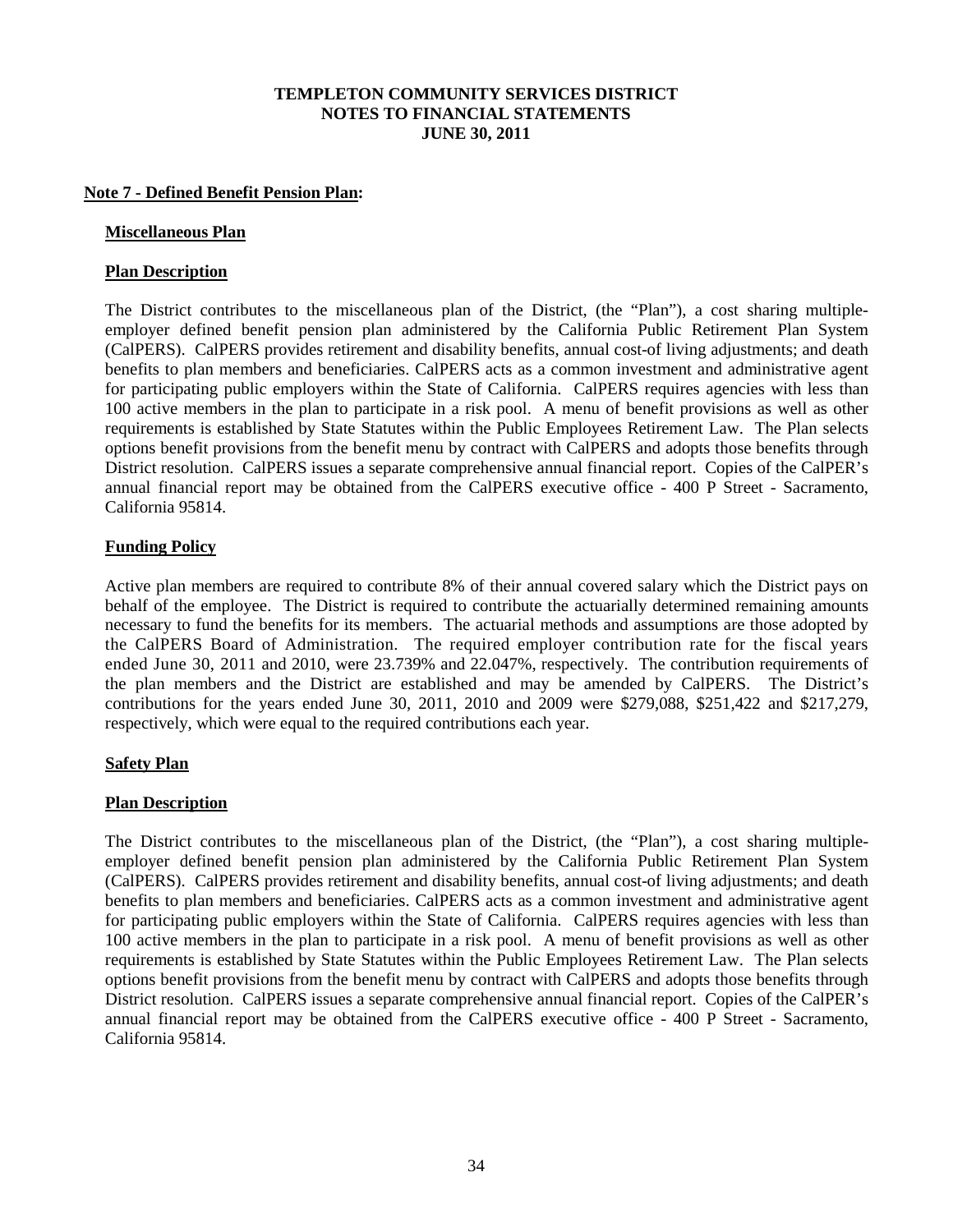# TEMPLETON COMMUNITY SERVICES DISTRICT
## NOTES TO FINANCIAL STATEMENTS
### JUNE 30, 2011

**Note 7 - Defined Benefit Pension Plan:**

**Miscellaneous Plan**

**Plan Description**

The District contributes to the miscellaneous plan of the District, (the "Plan"), a cost sharing multiple-employer defined benefit pension plan administered by the California Public Retirement Plan System (CalPERS). CalPERS provides retirement and disability benefits, annual cost-of living adjustments; and death benefits to plan members and beneficiaries. CalPERS acts as a common investment and administrative agent for participating public employers within the State of California. CalPERS requires agencies with less than 100 active members in the plan to participate in a risk pool. A menu of benefit provisions as well as other requirements is established by State Statutes within the Public Employees Retirement Law. The Plan selects options benefit provisions from the benefit menu by contract with CalPERS and adopts those benefits through District resolution. CalPERS issues a separate comprehensive annual financial report. Copies of the CalPER's annual financial report may be obtained from the CalPERS executive office - 400 P Street - Sacramento, California 95814.

**Funding Policy**

Active plan members are required to contribute 8% of their annual covered salary which the District pays on behalf of the employee. The District is required to contribute the actuarially determined remaining amounts necessary to fund the benefits for its members. The actuarial methods and assumptions are those adopted by the CalPERS Board of Administration. The required employer contribution rate for the fiscal years ended June 30, 2011 and 2010, were 23.739% and 22.047%, respectively. The contribution requirements of the plan members and the District are established and may be amended by CalPERS. The District's contributions for the years ended June 30, 2011, 2010 and 2009 were \$279,088, \$251,422 and \$217,279, respectively, which were equal to the required contributions each year.

**Safety Plan**

**Plan Description**

The District contributes to the miscellaneous plan of the District, (the "Plan"), a cost sharing multiple-employer defined benefit pension plan administered by the California Public Retirement Plan System (CalPERS). CalPERS provides retirement and disability benefits, annual cost-of living adjustments; and death benefits to plan members and beneficiaries. CalPERS acts as a common investment and administrative agent for participating public employers within the State of California. CalPERS requires agencies with less than 100 active members in the plan to participate in a risk pool. A menu of benefit provisions as well as other requirements is established by State Statutes within the Public Employees Retirement Law. The Plan selects options benefit provisions from the benefit menu by contract with CalPERS and adopts those benefits through District resolution. CalPERS issues a separate comprehensive annual financial report. Copies of the CalPER's annual financial report may be obtained from the CalPERS executive office - 400 P Street - Sacramento, California 95814.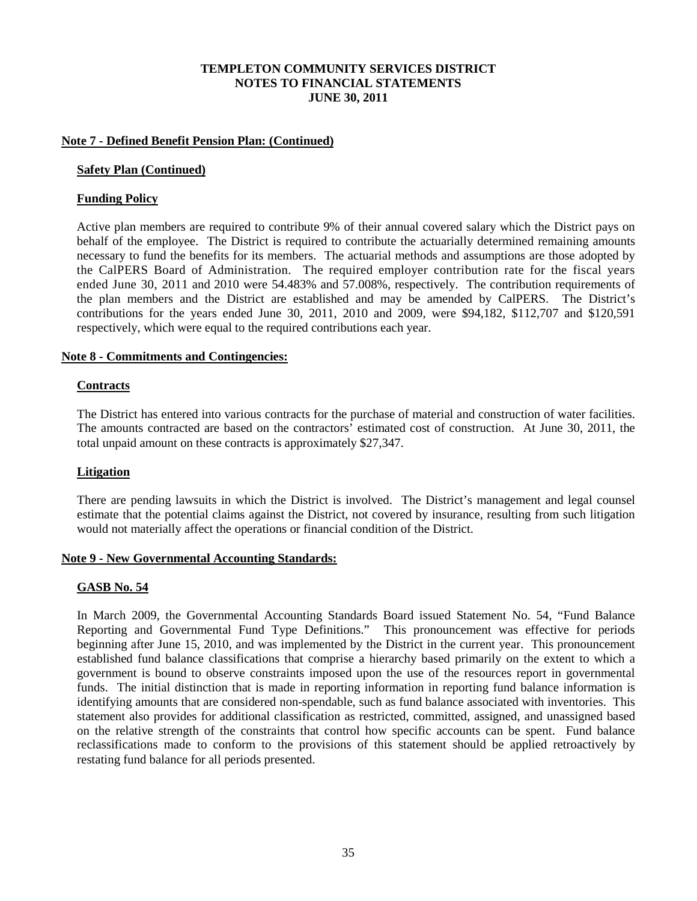# TEMPLETON COMMUNITY SERVICES DISTRICT
# NOTES TO FINANCIAL STATEMENTS
# JUNE 30, 2011

## Note 7 - Defined Benefit Pension Plan: (Continued)

### Safety Plan (Continued)

### Funding Policy

Active plan members are required to contribute 9% of their annual covered salary which the District pays on behalf of the employee. The District is required to contribute the actuarially determined remaining amounts necessary to fund the benefits for its members. The actuarial methods and assumptions are those adopted by the CalPERS Board of Administration. The required employer contribution rate for the fiscal years ended June 30, 2011 and 2010 were 54.483% and 57.008%, respectively. The contribution requirements of the plan members and the District are established and may be amended by CalPERS. The District's contributions for the years ended June 30, 2011, 2010 and 2009, were $94,182, $112,707 and $120,591 respectively, which were equal to the required contributions each year.

## Note 8 - Commitments and Contingencies:

### Contracts

The District has entered into various contracts for the purchase of material and construction of water facilities. The amounts contracted are based on the contractors' estimated cost of construction. At June 30, 2011, the total unpaid amount on these contracts is approximately $27,347.

### Litigation

There are pending lawsuits in which the District is involved. The District's management and legal counsel estimate that the potential claims against the District, not covered by insurance, resulting from such litigation would not materially affect the operations or financial condition of the District.

## Note 9 - New Governmental Accounting Standards:

### GASB No. 54

In March 2009, the Governmental Accounting Standards Board issued Statement No. 54, "Fund Balance Reporting and Governmental Fund Type Definitions." This pronouncement was effective for periods beginning after June 15, 2010, and was implemented by the District in the current year. This pronouncement established fund balance classifications that comprise a hierarchy based primarily on the extent to which a government is bound to observe constraints imposed upon the use of the resources report in governmental funds. The initial distinction that is made in reporting information in reporting fund balance information is identifying amounts that are considered non-spendable, such as fund balance associated with inventories. This statement also provides for additional classification as restricted, committed, assigned, and unassigned based on the relative strength of the constraints that control how specific accounts can be spent. Fund balance reclassifications made to conform to the provisions of this statement should be applied retroactively by restating fund balance for all periods presented.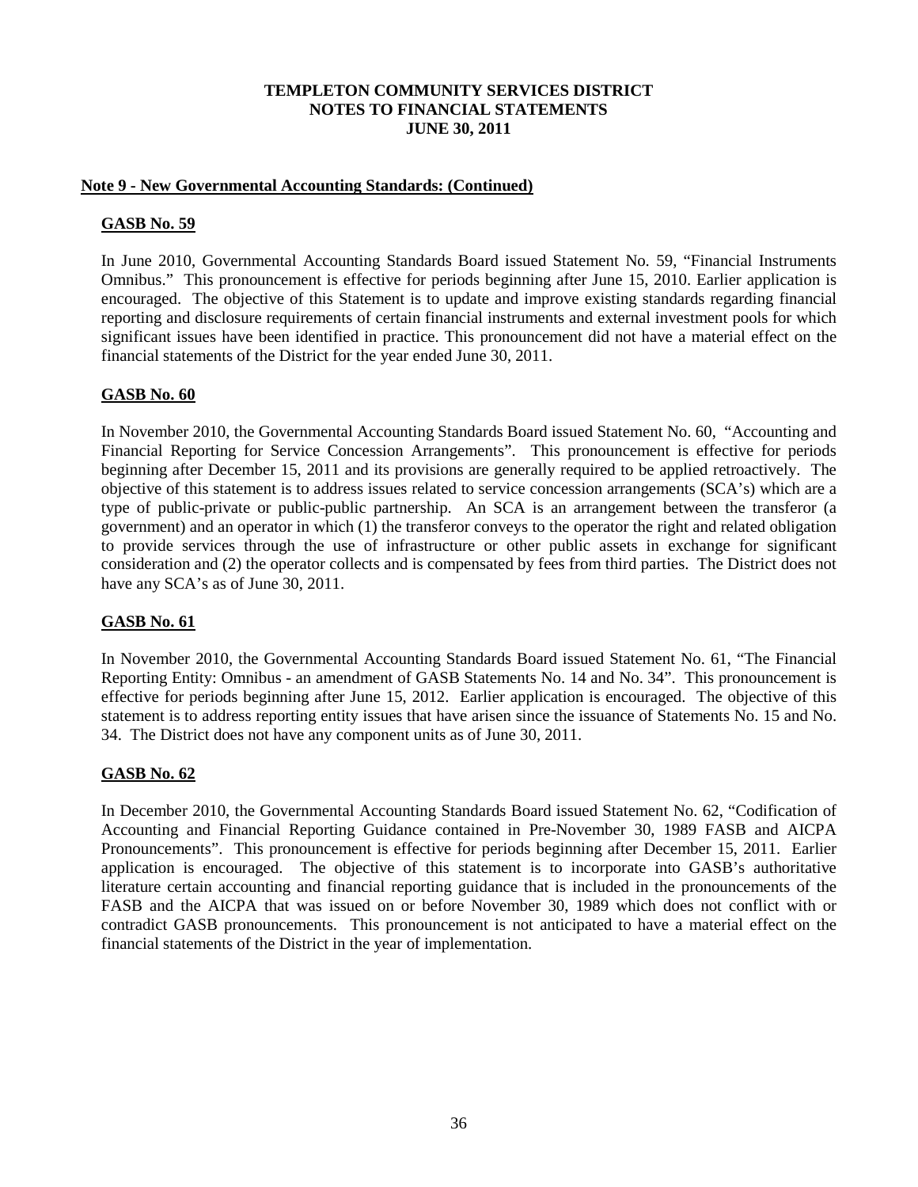# TEMPLETON COMMUNITY SERVICES DISTRICT
## NOTES TO FINANCIAL STATEMENTS
## JUNE 30, 2011

### Note 9 - New Governmental Accounting Standards: (Continued)

#### GASB No. 59

In June 2010, Governmental Accounting Standards Board issued Statement No. 59, "Financial Instruments Omnibus." This pronouncement is effective for periods beginning after June 15, 2010. Earlier application is encouraged. The objective of this Statement is to update and improve existing standards regarding financial reporting and disclosure requirements of certain financial instruments and external investment pools for which significant issues have been identified in practice. This pronouncement did not have a material effect on the financial statements of the District for the year ended June 30, 2011.

#### GASB No. 60

In November 2010, the Governmental Accounting Standards Board issued Statement No. 60, "Accounting and Financial Reporting for Service Concession Arrangements". This pronouncement is effective for periods beginning after December 15, 2011 and its provisions are generally required to be applied retroactively. The objective of this statement is to address issues related to service concession arrangements (SCA's) which are a type of public-private or public-public partnership. An SCA is an arrangement between the transferor (a government) and an operator in which (1) the transferor conveys to the operator the right and related obligation to provide services through the use of infrastructure or other public assets in exchange for significant consideration and (2) the operator collects and is compensated by fees from third parties. The District does not have any SCA's as of June 30, 2011.

#### GASB No. 61

In November 2010, the Governmental Accounting Standards Board issued Statement No. 61, "The Financial Reporting Entity: Omnibus - an amendment of GASB Statements No. 14 and No. 34". This pronouncement is effective for periods beginning after June 15, 2012. Earlier application is encouraged. The objective of this statement is to address reporting entity issues that have arisen since the issuance of Statements No. 15 and No. 34. The District does not have any component units as of June 30, 2011.

#### GASB No. 62

In December 2010, the Governmental Accounting Standards Board issued Statement No. 62, "Codification of Accounting and Financial Reporting Guidance contained in Pre-November 30, 1989 FASB and AICPA Pronouncements". This pronouncement is effective for periods beginning after December 15, 2011. Earlier application is encouraged. The objective of this statement is to incorporate into GASB's authoritative literature certain accounting and financial reporting guidance that is included in the pronouncements of the FASB and the AICPA that was issued on or before November 30, 1989 which does not conflict with or contradict GASB pronouncements. This pronouncement is not anticipated to have a material effect on the financial statements of the District in the year of implementation.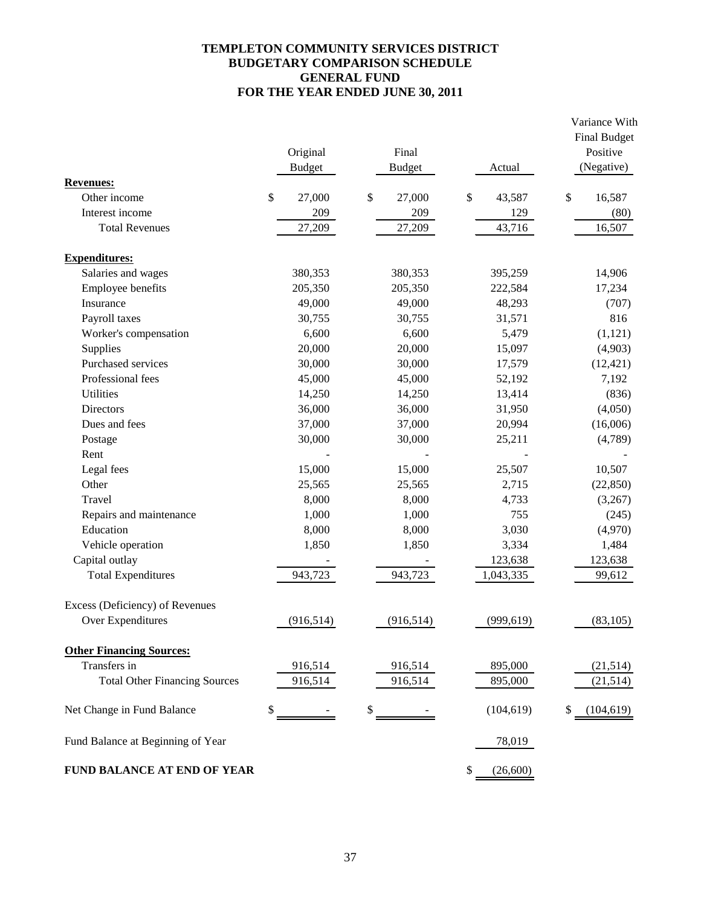# TEMPLETON COMMUNITY SERVICES DISTRICT
## BUDGETARY COMPARISON SCHEDULE
## GENERAL FUND
## FOR THE YEAR ENDED JUNE 30, 2011

| | Original Budget | Final Budget | Actual | Variance With Final Budget Positive (Negative) |
|---|---|---|---|---|
| **Revenues:** | | | | |
| Other income | $ 27,000 | $ 27,000 | $ 43,587 | $ 16,587 |
| Interest income | 209 | 209 | 129 | (80) |
| Total Revenues | 27,209 | 27,209 | 43,716 | 16,507 |
| **Expenditures:** | | | | |
| Salaries and wages | 380,353 | 380,353 | 395,259 | 14,906 |
| Employee benefits | 205,350 | 205,350 | 222,584 | 17,234 |
| Insurance | 49,000 | 49,000 | 48,293 | (707) |
| Payroll taxes | 30,755 | 30,755 | 31,571 | 816 |
| Worker's compensation | 6,600 | 6,600 | 5,479 | (1,121) |
| Supplies | 20,000 | 20,000 | 15,097 | (4,903) |
| Purchased services | 30,000 | 30,000 | 17,579 | (12,421) |
| Professional fees | 45,000 | 45,000 | 52,192 | 7,192 |
| Utilities | 14,250 | 14,250 | 13,414 | (836) |
| Directors | 36,000 | 36,000 | 31,950 | (4,050) |
| Dues and fees | 37,000 | 37,000 | 20,994 | (16,006) |
| Postage | 30,000 | 30,000 | 25,211 | (4,789) |
| Rent | - | - | - | - |
| Legal fees | 15,000 | 15,000 | 25,507 | 10,507 |
| Other | 25,565 | 25,565 | 2,715 | (22,850) |
| Travel | 8,000 | 8,000 | 4,733 | (3,267) |
| Repairs and maintenance | 1,000 | 1,000 | 755 | (245) |
| Education | 8,000 | 8,000 | 3,030 | (4,970) |
| Vehicle operation | 1,850 | 1,850 | 3,334 | 1,484 |
| Capital outlay | - | - | 123,638 | 123,638 |
| Total Expenditures | 943,723 | 943,723 | 1,043,335 | 99,612 |
| Excess (Deficiency) of Revenues Over Expenditures | (916,514) | (916,514) | (999,619) | (83,105) |
| **Other Financing Sources:** | | | | |
| Transfers in | 916,514 | 916,514 | 895,000 | (21,514) |
| Total Other Financing Sources | 916,514 | 916,514 | 895,000 | (21,514) |
| Net Change in Fund Balance | $ - | $ - | (104,619) | $ (104,619) |
| Fund Balance at Beginning of Year | | | 78,019 | |
| **FUND BALANCE AT END OF YEAR** | | | $ (26,600) | |